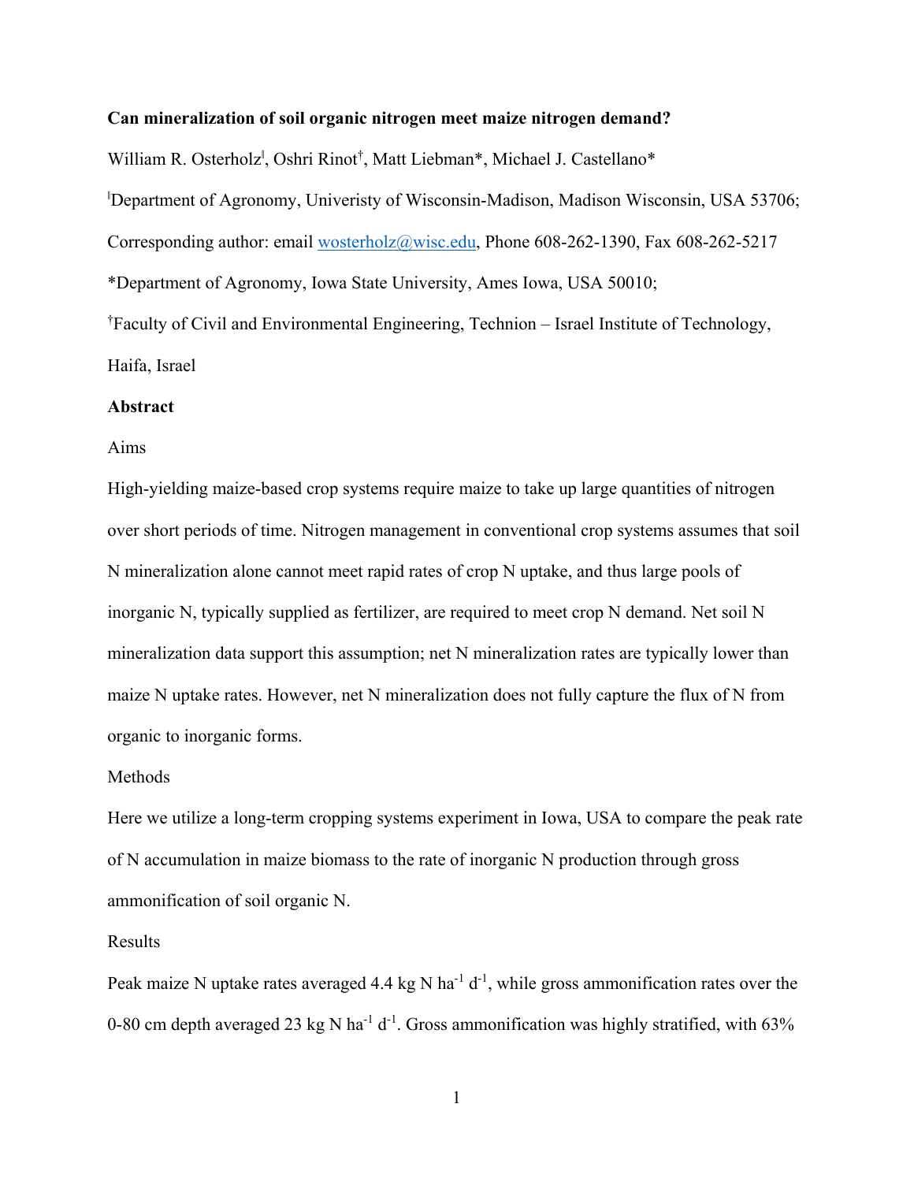**Can mineralization of soil organic nitrogen meet maize nitrogen demand?**

William R. Osterholz[‖], Oshri Rinot[†], Matt Liebman*, Michael J. Castellano*

[‖]Department of Agronomy, Univeristy of Wisconsin-Madison, Madison Wisconsin, USA 53706; Corresponding author: email wosterholz@wisc.edu, Phone 608-262-1390, Fax 608-262-5217

*Department of Agronomy, Iowa State University, Ames Iowa, USA 50010;

[†]Faculty of Civil and Environmental Engineering, Technion – Israel Institute of Technology, Haifa, Israel

**Abstract**

Aims

High-yielding maize-based crop systems require maize to take up large quantities of nitrogen over short periods of time. Nitrogen management in conventional crop systems assumes that soil N mineralization alone cannot meet rapid rates of crop N uptake, and thus large pools of inorganic N, typically supplied as fertilizer, are required to meet crop N demand. Net soil N mineralization data support this assumption; net N mineralization rates are typically lower than maize N uptake rates. However, net N mineralization does not fully capture the flux of N from organic to inorganic forms.

Methods

Here we utilize a long-term cropping systems experiment in Iowa, USA to compare the peak rate of N accumulation in maize biomass to the rate of inorganic N production through gross ammonification of soil organic N.

Results

Peak maize N uptake rates averaged 4.4 kg N $ha^{-1}$ $d^{-1}$, while gross ammonification rates over the 0-80 cm depth averaged 23 kg N $ha^{-1}$ $d^{-1}$. Gross ammonification was highly stratified, with 63%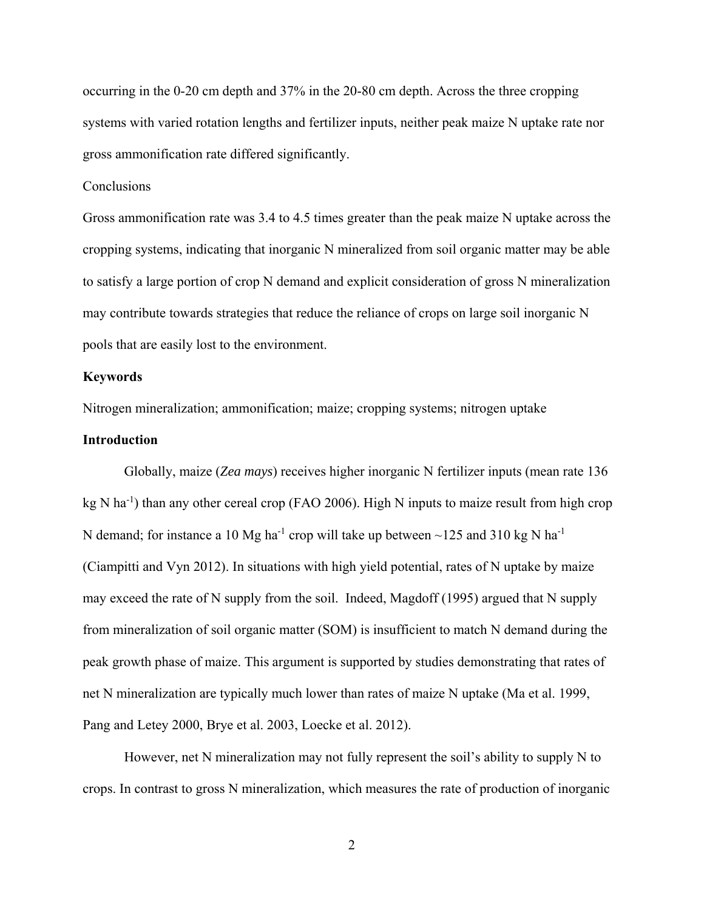occurring in the 0-20 cm depth and 37% in the 20-80 cm depth. Across the three cropping systems with varied rotation lengths and fertilizer inputs, neither peak maize N uptake rate nor gross ammonification rate differed significantly.

Conclusions

Gross ammonification rate was 3.4 to 4.5 times greater than the peak maize N uptake across the cropping systems, indicating that inorganic N mineralized from soil organic matter may be able to satisfy a large portion of crop N demand and explicit consideration of gross N mineralization may contribute towards strategies that reduce the reliance of crops on large soil inorganic N pools that are easily lost to the environment.

**Keywords**

Nitrogen mineralization; ammonification; maize; cropping systems; nitrogen uptake

**Introduction**

Globally, maize (*Zea mays*) receives higher inorganic N fertilizer inputs (mean rate 136 kg N $ha^{-1}$) than any other cereal crop (FAO 2006). High N inputs to maize result from high crop N demand; for instance a 10 Mg $ha^{-1}$ crop will take up between ~125 and 310 kg N $ha^{-1}$ (Ciampitti and Vyn 2012). In situations with high yield potential, rates of N uptake by maize may exceed the rate of N supply from the soil. Indeed, Magdoff (1995) argued that N supply from mineralization of soil organic matter (SOM) is insufficient to match N demand during the peak growth phase of maize. This argument is supported by studies demonstrating that rates of net N mineralization are typically much lower than rates of maize N uptake (Ma et al. 1999, Pang and Letey 2000, Brye et al. 2003, Loecke et al. 2012).

However, net N mineralization may not fully represent the soil's ability to supply N to crops. In contrast to gross N mineralization, which measures the rate of production of inorganic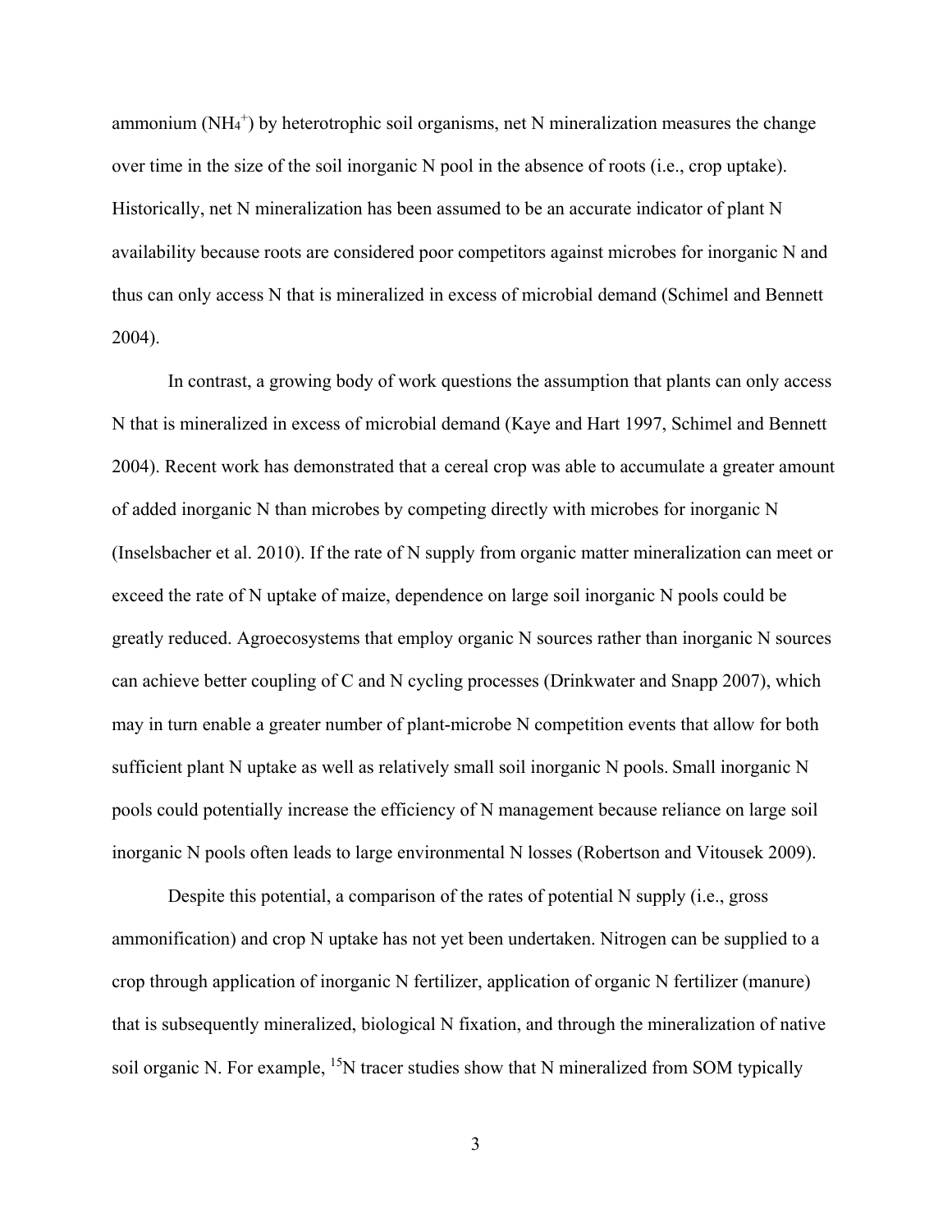ammonium ($NH_4^+$) by heterotrophic soil organisms, net N mineralization measures the change over time in the size of the soil inorganic N pool in the absence of roots (i.e., crop uptake). Historically, net N mineralization has been assumed to be an accurate indicator of plant N availability because roots are considered poor competitors against microbes for inorganic N and thus can only access N that is mineralized in excess of microbial demand (Schimel and Bennett 2004).

In contrast, a growing body of work questions the assumption that plants can only access N that is mineralized in excess of microbial demand (Kaye and Hart 1997, Schimel and Bennett 2004). Recent work has demonstrated that a cereal crop was able to accumulate a greater amount of added inorganic N than microbes by competing directly with microbes for inorganic N (Inselsbacher et al. 2010). If the rate of N supply from organic matter mineralization can meet or exceed the rate of N uptake of maize, dependence on large soil inorganic N pools could be greatly reduced. Agroecosystems that employ organic N sources rather than inorganic N sources can achieve better coupling of C and N cycling processes (Drinkwater and Snapp 2007), which may in turn enable a greater number of plant-microbe N competition events that allow for both sufficient plant N uptake as well as relatively small soil inorganic N pools. Small inorganic N pools could potentially increase the efficiency of N management because reliance on large soil inorganic N pools often leads to large environmental N losses (Robertson and Vitousek 2009).

Despite this potential, a comparison of the rates of potential N supply (i.e., gross ammonification) and crop N uptake has not yet been undertaken. Nitrogen can be supplied to a crop through application of inorganic N fertilizer, application of organic N fertilizer (manure) that is subsequently mineralized, biological N fixation, and through the mineralization of native soil organic N. For example, $^{15}N$ tracer studies show that N mineralized from SOM typically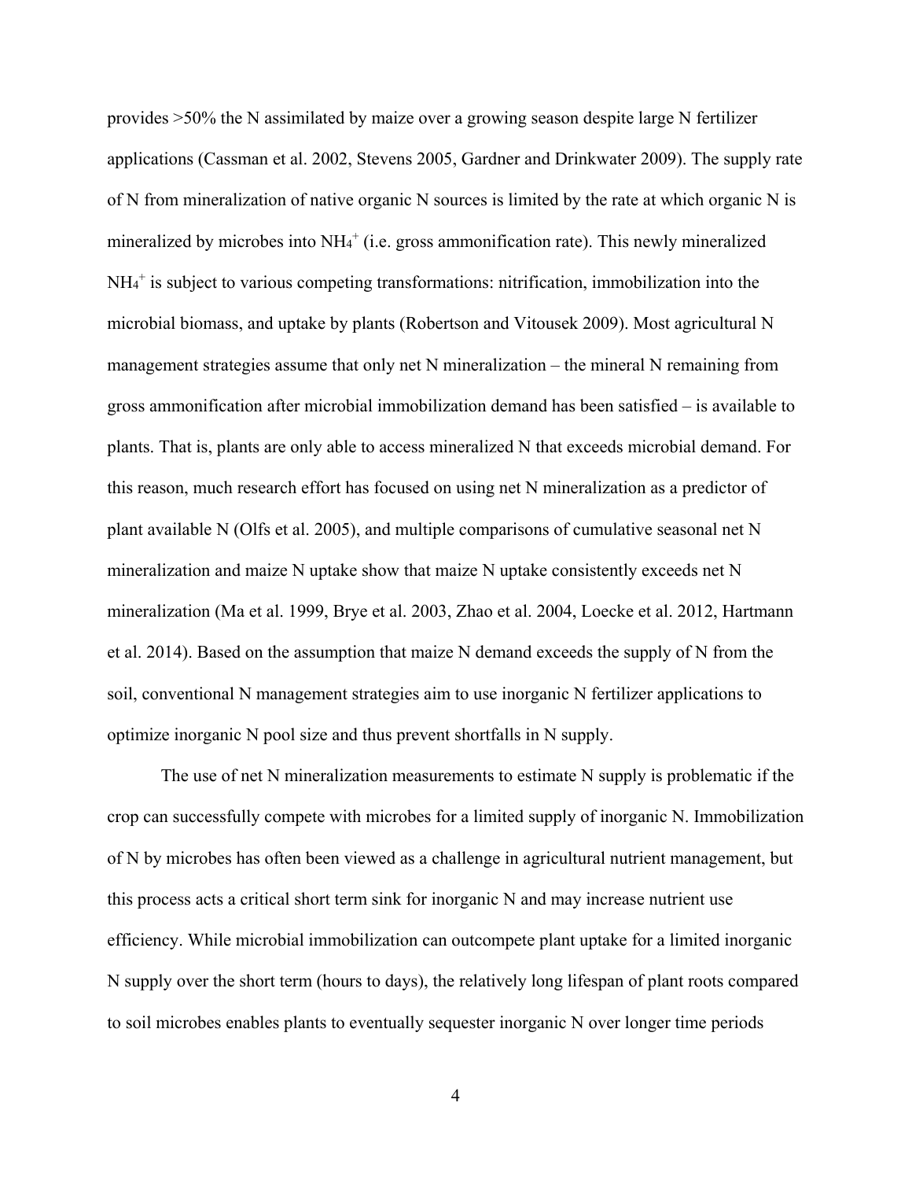provides >50% the N assimilated by maize over a growing season despite large N fertilizer applications (Cassman et al. 2002, Stevens 2005, Gardner and Drinkwater 2009). The supply rate of N from mineralization of native organic N sources is limited by the rate at which organic N is mineralized by microbes into $NH_4^+$ (i.e. gross ammonification rate). This newly mineralized $NH_4^+$ is subject to various competing transformations: nitrification, immobilization into the microbial biomass, and uptake by plants (Robertson and Vitousek 2009). Most agricultural N management strategies assume that only net N mineralization – the mineral N remaining from gross ammonification after microbial immobilization demand has been satisfied – is available to plants. That is, plants are only able to access mineralized N that exceeds microbial demand. For this reason, much research effort has focused on using net N mineralization as a predictor of plant available N (Olfs et al. 2005), and multiple comparisons of cumulative seasonal net N mineralization and maize N uptake show that maize N uptake consistently exceeds net N mineralization (Ma et al. 1999, Brye et al. 2003, Zhao et al. 2004, Loecke et al. 2012, Hartmann et al. 2014). Based on the assumption that maize N demand exceeds the supply of N from the soil, conventional N management strategies aim to use inorganic N fertilizer applications to optimize inorganic N pool size and thus prevent shortfalls in N supply.

The use of net N mineralization measurements to estimate N supply is problematic if the crop can successfully compete with microbes for a limited supply of inorganic N. Immobilization of N by microbes has often been viewed as a challenge in agricultural nutrient management, but this process acts a critical short term sink for inorganic N and may increase nutrient use efficiency. While microbial immobilization can outcompete plant uptake for a limited inorganic N supply over the short term (hours to days), the relatively long lifespan of plant roots compared to soil microbes enables plants to eventually sequester inorganic N over longer time periods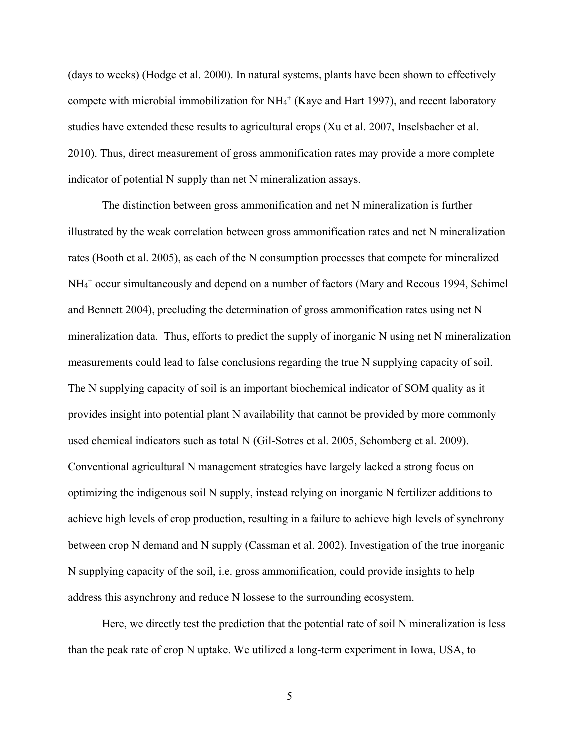(days to weeks) (Hodge et al. 2000). In natural systems, plants have been shown to effectively compete with microbial immobilization for $NH_4^+$ (Kaye and Hart 1997), and recent laboratory studies have extended these results to agricultural crops (Xu et al. 2007, Inselsbacher et al. 2010). Thus, direct measurement of gross ammonification rates may provide a more complete indicator of potential N supply than net N mineralization assays.

The distinction between gross ammonification and net N mineralization is further illustrated by the weak correlation between gross ammonification rates and net N mineralization rates (Booth et al. 2005), as each of the N consumption processes that compete for mineralized $NH_4^+$ occur simultaneously and depend on a number of factors (Mary and Recous 1994, Schimel and Bennett 2004), precluding the determination of gross ammonification rates using net N mineralization data. Thus, efforts to predict the supply of inorganic N using net N mineralization measurements could lead to false conclusions regarding the true N supplying capacity of soil. The N supplying capacity of soil is an important biochemical indicator of SOM quality as it provides insight into potential plant N availability that cannot be provided by more commonly used chemical indicators such as total N (Gil-Sotres et al. 2005, Schomberg et al. 2009). Conventional agricultural N management strategies have largely lacked a strong focus on optimizing the indigenous soil N supply, instead relying on inorganic N fertilizer additions to achieve high levels of crop production, resulting in a failure to achieve high levels of synchrony between crop N demand and N supply (Cassman et al. 2002). Investigation of the true inorganic N supplying capacity of the soil, i.e. gross ammonification, could provide insights to help address this asynchrony and reduce N lossese to the surrounding ecosystem.

Here, we directly test the prediction that the potential rate of soil N mineralization is less than the peak rate of crop N uptake. We utilized a long-term experiment in Iowa, USA, to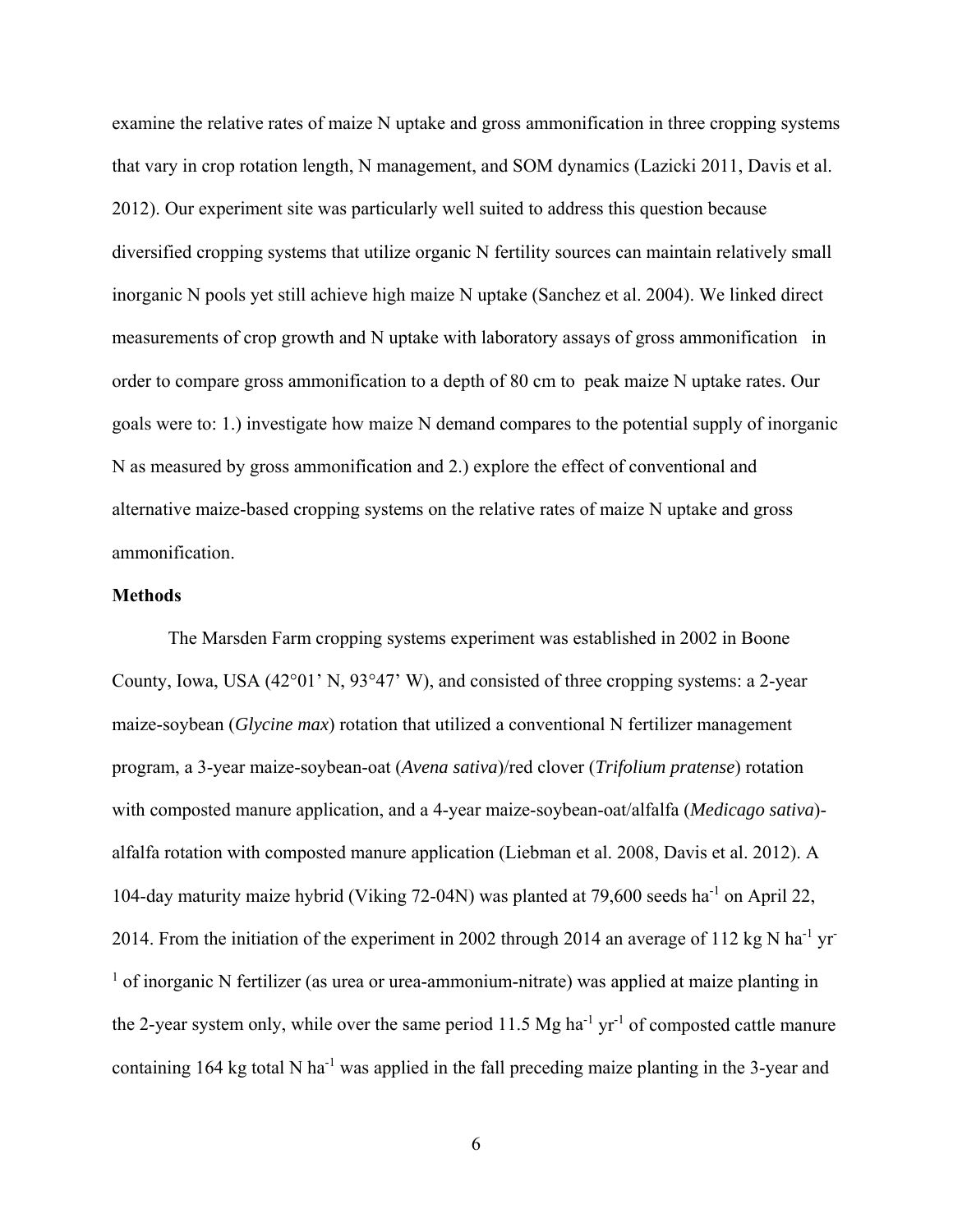examine the relative rates of maize N uptake and gross ammonification in three cropping systems that vary in crop rotation length, N management, and SOM dynamics (Lazicki 2011, Davis et al. 2012). Our experiment site was particularly well suited to address this question because diversified cropping systems that utilize organic N fertility sources can maintain relatively small inorganic N pools yet still achieve high maize N uptake (Sanchez et al. 2004). We linked direct measurements of crop growth and N uptake with laboratory assays of gross ammonification in order to compare gross ammonification to a depth of 80 cm to peak maize N uptake rates. Our goals were to: 1.) investigate how maize N demand compares to the potential supply of inorganic N as measured by gross ammonification and 2.) explore the effect of conventional and alternative maize-based cropping systems on the relative rates of maize N uptake and gross ammonification.

## Methods

The Marsden Farm cropping systems experiment was established in 2002 in Boone County, Iowa, USA (42°01' N, 93°47' W), and consisted of three cropping systems: a 2-year maize-soybean (*Glycine max*) rotation that utilized a conventional N fertilizer management program, a 3-year maize-soybean-oat (*Avena sativa*)/red clover (*Trifolium pratense*) rotation with composted manure application, and a 4-year maize-soybean-oat/alfalfa (*Medicago sativa*)-alfalfa rotation with composted manure application (Liebman et al. 2008, Davis et al. 2012). A 104-day maturity maize hybrid (Viking 72-04N) was planted at 79,600 seeds ha$^{-1}$ on April 22, 2014. From the initiation of the experiment in 2002 through 2014 an average of 112 kg N ha$^{-1}$ yr$^{-1}$ of inorganic N fertilizer (as urea or urea-ammonium-nitrate) was applied at maize planting in the 2-year system only, while over the same period 11.5 Mg ha$^{-1}$ yr$^{-1}$ of composted cattle manure containing 164 kg total N ha$^{-1}$ was applied in the fall preceding maize planting in the 3-year and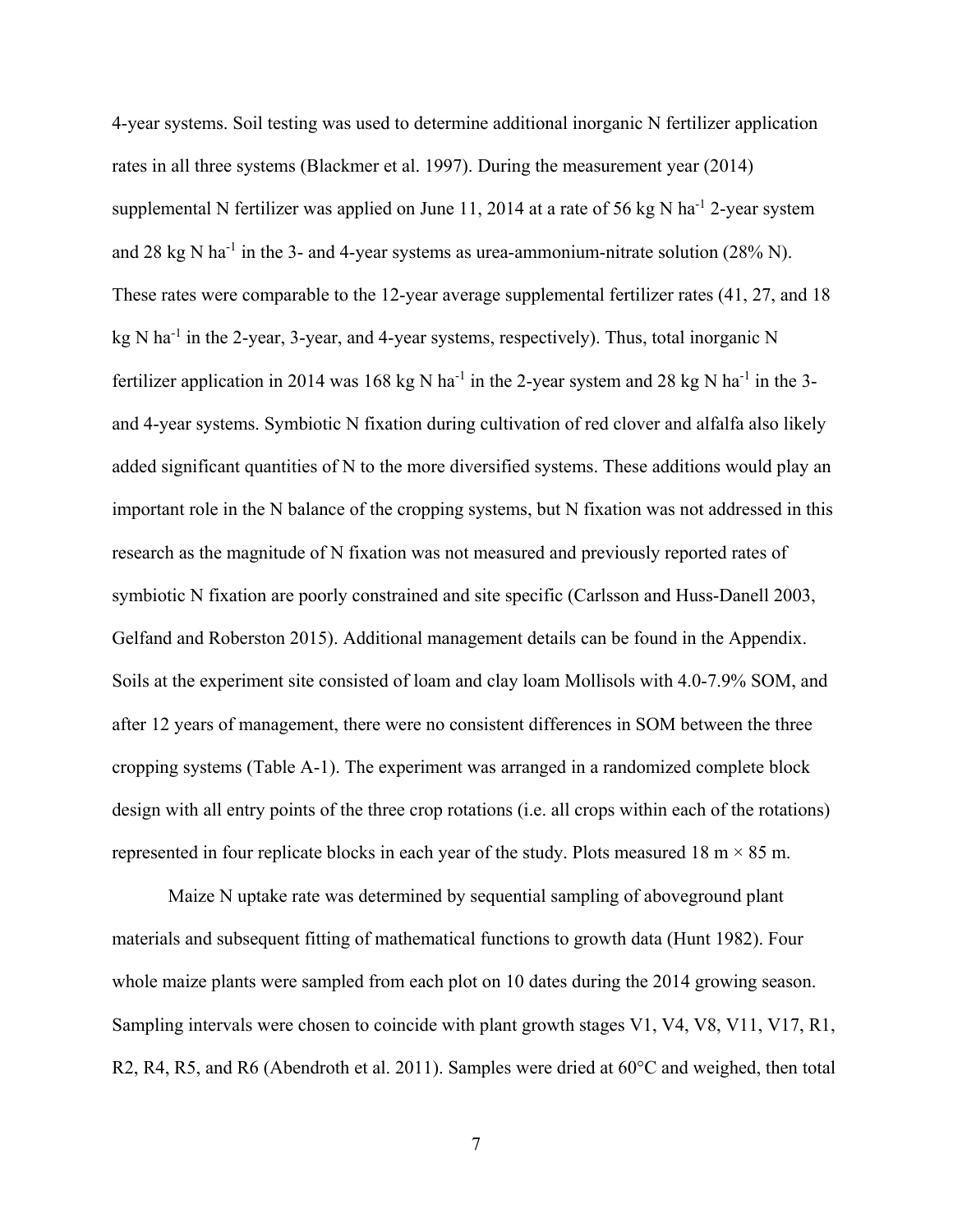4-year systems. Soil testing was used to determine additional inorganic N fertilizer application rates in all three systems (Blackmer et al. 1997). During the measurement year (2014) supplemental N fertilizer was applied on June 11, 2014 at a rate of 56 kg N ha$^{-1}$ 2-year system and 28 kg N ha$^{-1}$ in the 3- and 4-year systems as urea-ammonium-nitrate solution (28% N). These rates were comparable to the 12-year average supplemental fertilizer rates (41, 27, and 18 kg N ha$^{-1}$ in the 2-year, 3-year, and 4-year systems, respectively). Thus, total inorganic N fertilizer application in 2014 was 168 kg N ha$^{-1}$ in the 2-year system and 28 kg N ha$^{-1}$ in the 3- and 4-year systems. Symbiotic N fixation during cultivation of red clover and alfalfa also likely added significant quantities of N to the more diversified systems. These additions would play an important role in the N balance of the cropping systems, but N fixation was not addressed in this research as the magnitude of N fixation was not measured and previously reported rates of symbiotic N fixation are poorly constrained and site specific (Carlsson and Huss-Danell 2003, Gelfand and Roberston 2015). Additional management details can be found in the Appendix. Soils at the experiment site consisted of loam and clay loam Mollisols with 4.0-7.9% SOM, and after 12 years of management, there were no consistent differences in SOM between the three cropping systems (Table A-1). The experiment was arranged in a randomized complete block design with all entry points of the three crop rotations (i.e. all crops within each of the rotations) represented in four replicate blocks in each year of the study. Plots measured 18 m × 85 m.

Maize N uptake rate was determined by sequential sampling of aboveground plant materials and subsequent fitting of mathematical functions to growth data (Hunt 1982). Four whole maize plants were sampled from each plot on 10 dates during the 2014 growing season. Sampling intervals were chosen to coincide with plant growth stages V1, V4, V8, V11, V17, R1, R2, R4, R5, and R6 (Abendroth et al. 2011). Samples were dried at 60°C and weighed, then total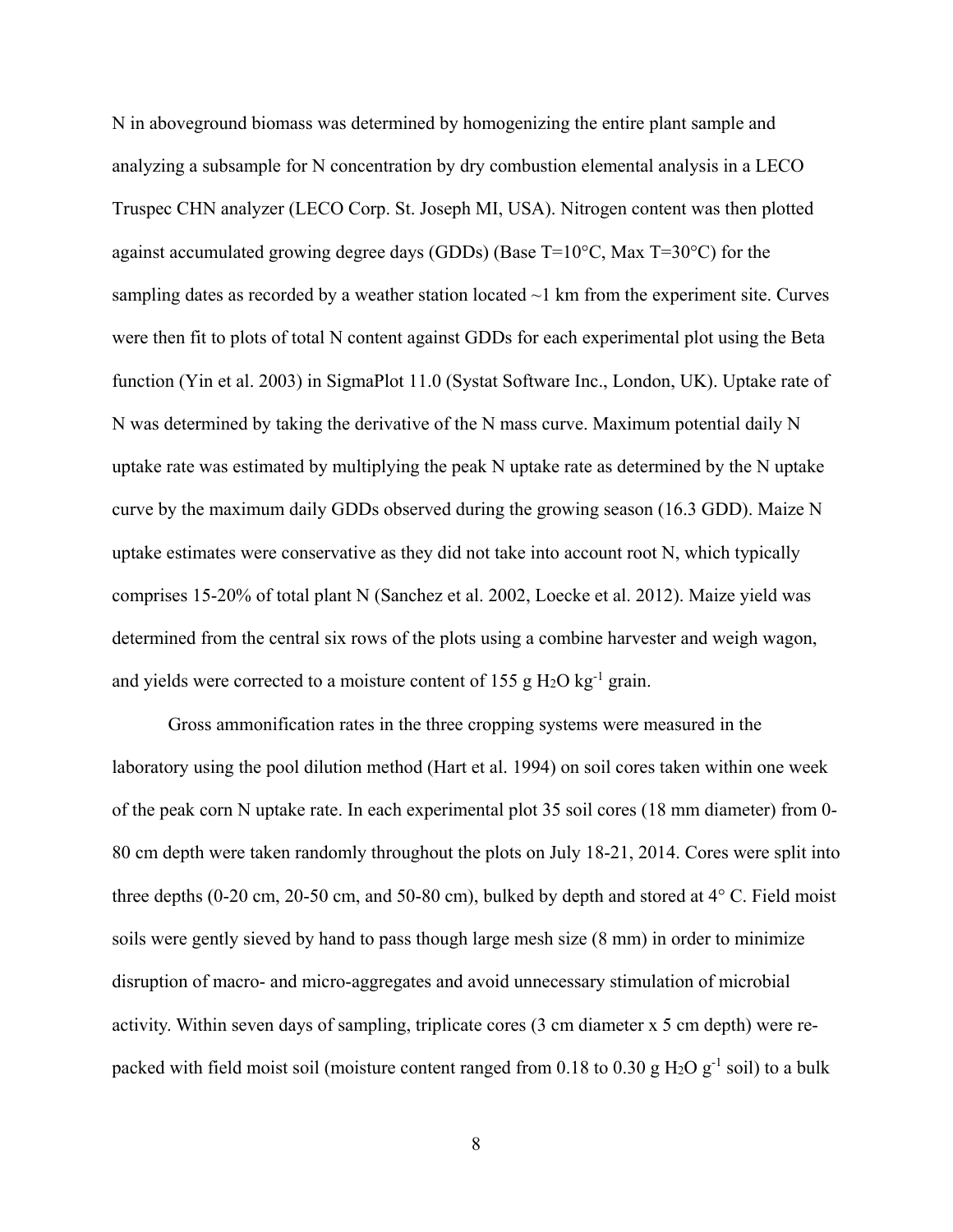N in aboveground biomass was determined by homogenizing the entire plant sample and analyzing a subsample for N concentration by dry combustion elemental analysis in a LECO Truspec CHN analyzer (LECO Corp. St. Joseph MI, USA). Nitrogen content was then plotted against accumulated growing degree days (GDDs) (Base T=10°C, Max T=30°C) for the sampling dates as recorded by a weather station located ~1 km from the experiment site. Curves were then fit to plots of total N content against GDDs for each experimental plot using the Beta function (Yin et al. 2003) in SigmaPlot 11.0 (Systat Software Inc., London, UK). Uptake rate of N was determined by taking the derivative of the N mass curve. Maximum potential daily N uptake rate was estimated by multiplying the peak N uptake rate as determined by the N uptake curve by the maximum daily GDDs observed during the growing season (16.3 GDD). Maize N uptake estimates were conservative as they did not take into account root N, which typically comprises 15-20% of total plant N (Sanchez et al. 2002, Loecke et al. 2012). Maize yield was determined from the central six rows of the plots using a combine harvester and weigh wagon, and yields were corrected to a moisture content of 155 g $H_2O$ $kg^{-1}$ grain.

Gross ammonification rates in the three cropping systems were measured in the laboratory using the pool dilution method (Hart et al. 1994) on soil cores taken within one week of the peak corn N uptake rate. In each experimental plot 35 soil cores (18 mm diameter) from 0-80 cm depth were taken randomly throughout the plots on July 18-21, 2014. Cores were split into three depths (0-20 cm, 20-50 cm, and 50-80 cm), bulked by depth and stored at 4° C. Field moist soils were gently sieved by hand to pass though large mesh size (8 mm) in order to minimize disruption of macro- and micro-aggregates and avoid unnecessary stimulation of microbial activity. Within seven days of sampling, triplicate cores (3 cm diameter x 5 cm depth) were re-packed with field moist soil (moisture content ranged from 0.18 to 0.30 g $H_2O$ $g^{-1}$ soil) to a bulk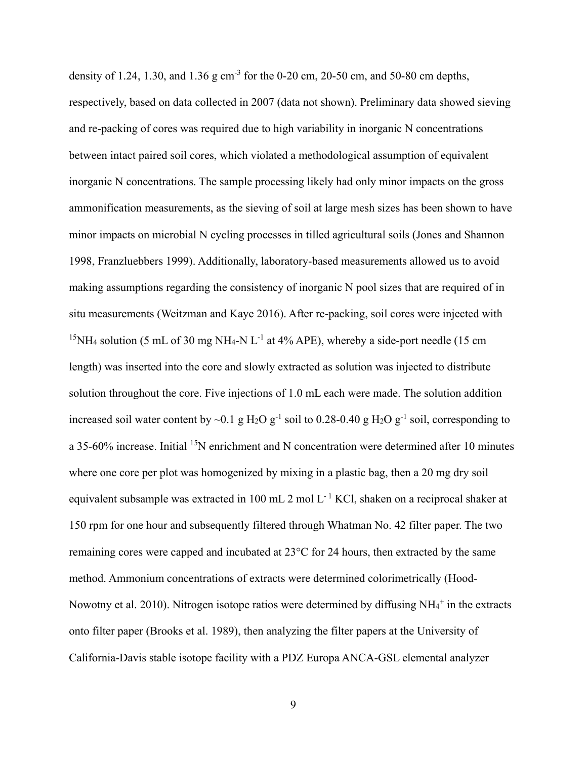density of 1.24, 1.30, and 1.36 g cm$^{-3}$ for the 0-20 cm, 20-50 cm, and 50-80 cm depths, respectively, based on data collected in 2007 (data not shown). Preliminary data showed sieving and re-packing of cores was required due to high variability in inorganic N concentrations between intact paired soil cores, which violated a methodological assumption of equivalent inorganic N concentrations. The sample processing likely had only minor impacts on the gross ammonification measurements, as the sieving of soil at large mesh sizes has been shown to have minor impacts on microbial N cycling processes in tilled agricultural soils (Jones and Shannon 1998, Franzluebbers 1999). Additionally, laboratory-based measurements allowed us to avoid making assumptions regarding the consistency of inorganic N pool sizes that are required of in situ measurements (Weitzman and Kaye 2016). After re-packing, soil cores were injected with $^{15}NH_4$ solution (5 mL of 30 mg $NH_4$-N L$^{-1}$ at 4% APE), whereby a side-port needle (15 cm length) was inserted into the core and slowly extracted as solution was injected to distribute solution throughout the core. Five injections of 1.0 mL each were made. The solution addition increased soil water content by ~0.1 g $H_2O$ g$^{-1}$ soil to 0.28-0.40 g $H_2O$ g$^{-1}$ soil, corresponding to a 35-60% increase. Initial $^{15}N$ enrichment and N concentration were determined after 10 minutes where one core per plot was homogenized by mixing in a plastic bag, then a 20 mg dry soil equivalent subsample was extracted in 100 mL 2 mol L$^{-1}$ KCl, shaken on a reciprocal shaker at 150 rpm for one hour and subsequently filtered through Whatman No. 42 filter paper. The two remaining cores were capped and incubated at 23°C for 24 hours, then extracted by the same method. Ammonium concentrations of extracts were determined colorimetrically (Hood-Nowotny et al. 2010). Nitrogen isotope ratios were determined by diffusing $NH_4^+$ in the extracts onto filter paper (Brooks et al. 1989), then analyzing the filter papers at the University of California-Davis stable isotope facility with a PDZ Europa ANCA-GSL elemental analyzer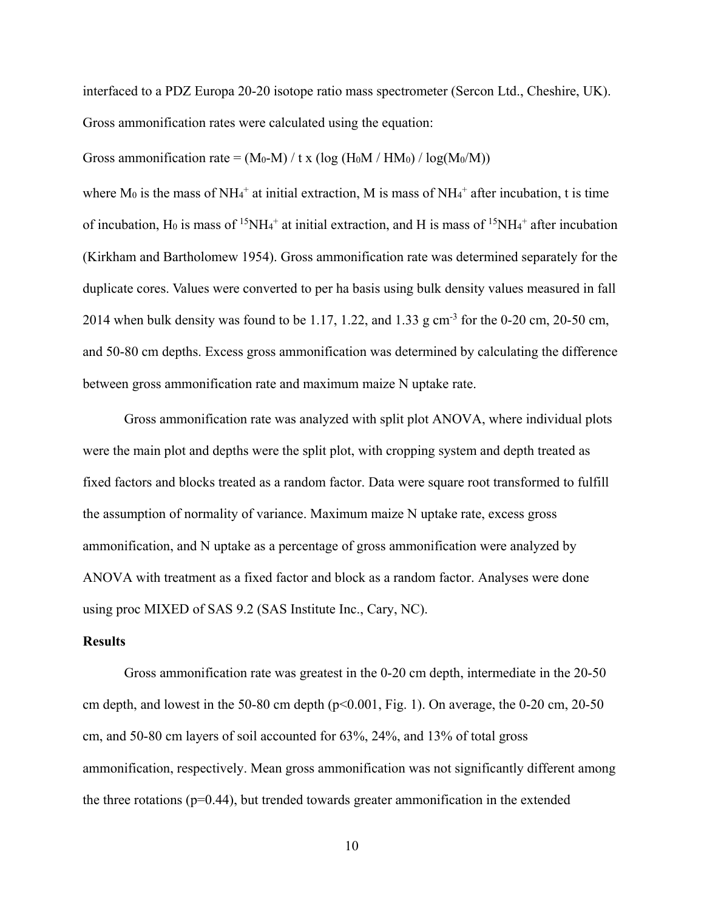interfaced to a PDZ Europa 20-20 isotope ratio mass spectrometer (Sercon Ltd., Cheshire, UK). Gross ammonification rates were calculated using the equation:

$$\text{Gross ammonification rate} = (M_0 - M) / t \times (\log(H_0 M / H M_0) / \log(M_0/M))$$

where $M_0$ is the mass of $NH_4^+$ at initial extraction, M is mass of $NH_4^+$ after incubation, t is time of incubation, $H_0$ is mass of $^{15}NH_4^+$ at initial extraction, and H is mass of $^{15}NH_4^+$ after incubation (Kirkham and Bartholomew 1954). Gross ammonification rate was determined separately for the duplicate cores. Values were converted to per ha basis using bulk density values measured in fall 2014 when bulk density was found to be 1.17, 1.22, and 1.33 g $cm^{-3}$ for the 0-20 cm, 20-50 cm, and 50-80 cm depths. Excess gross ammonification was determined by calculating the difference between gross ammonification rate and maximum maize N uptake rate.

Gross ammonification rate was analyzed with split plot ANOVA, where individual plots were the main plot and depths were the split plot, with cropping system and depth treated as fixed factors and blocks treated as a random factor. Data were square root transformed to fulfill the assumption of normality of variance. Maximum maize N uptake rate, excess gross ammonification, and N uptake as a percentage of gross ammonification were analyzed by ANOVA with treatment as a fixed factor and block as a random factor. Analyses were done using proc MIXED of SAS 9.2 (SAS Institute Inc., Cary, NC).

## Results

Gross ammonification rate was greatest in the 0-20 cm depth, intermediate in the 20-50 cm depth, and lowest in the 50-80 cm depth ($p<0.001$, Fig. 1). On average, the 0-20 cm, 20-50 cm, and 50-80 cm layers of soil accounted for 63%, 24%, and 13% of total gross ammonification, respectively. Mean gross ammonification was not significantly different among the three rotations ($p=0.44$), but trended towards greater ammonification in the extended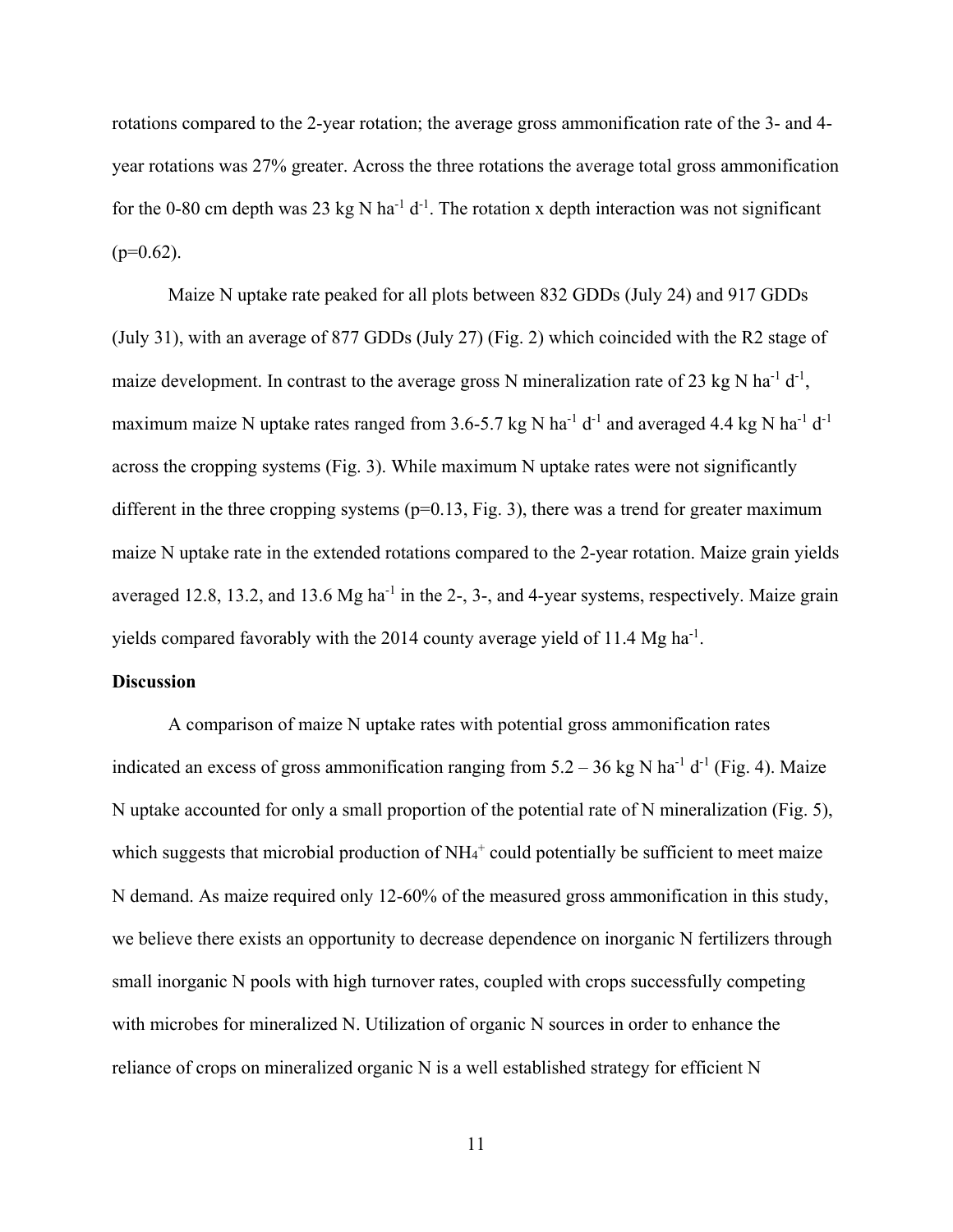rotations compared to the 2-year rotation; the average gross ammonification rate of the 3- and 4-year rotations was 27% greater. Across the three rotations the average total gross ammonification for the 0-80 cm depth was 23 kg N $ha^{-1}$ $d^{-1}$. The rotation x depth interaction was not significant ($p=0.62$).

Maize N uptake rate peaked for all plots between 832 GDDs (July 24) and 917 GDDs (July 31), with an average of 877 GDDs (July 27) (Fig. 2) which coincided with the R2 stage of maize development. In contrast to the average gross N mineralization rate of 23 kg N $ha^{-1}$ $d^{-1}$, maximum maize N uptake rates ranged from 3.6-5.7 kg N $ha^{-1}$ $d^{-1}$ and averaged 4.4 kg N $ha^{-1}$ $d^{-1}$ across the cropping systems (Fig. 3). While maximum N uptake rates were not significantly different in the three cropping systems ($p=0.13$, Fig. 3), there was a trend for greater maximum maize N uptake rate in the extended rotations compared to the 2-year rotation. Maize grain yields averaged 12.8, 13.2, and 13.6 Mg $ha^{-1}$ in the 2-, 3-, and 4-year systems, respectively. Maize grain yields compared favorably with the 2014 county average yield of 11.4 Mg $ha^{-1}$.

**Discussion**

A comparison of maize N uptake rates with potential gross ammonification rates indicated an excess of gross ammonification ranging from 5.2 – 36 kg N $ha^{-1}$ $d^{-1}$ (Fig. 4). Maize N uptake accounted for only a small proportion of the potential rate of N mineralization (Fig. 5), which suggests that microbial production of $NH_4^+$ could potentially be sufficient to meet maize N demand. As maize required only 12-60% of the measured gross ammonification in this study, we believe there exists an opportunity to decrease dependence on inorganic N fertilizers through small inorganic N pools with high turnover rates, coupled with crops successfully competing with microbes for mineralized N. Utilization of organic N sources in order to enhance the reliance of crops on mineralized organic N is a well established strategy for efficient N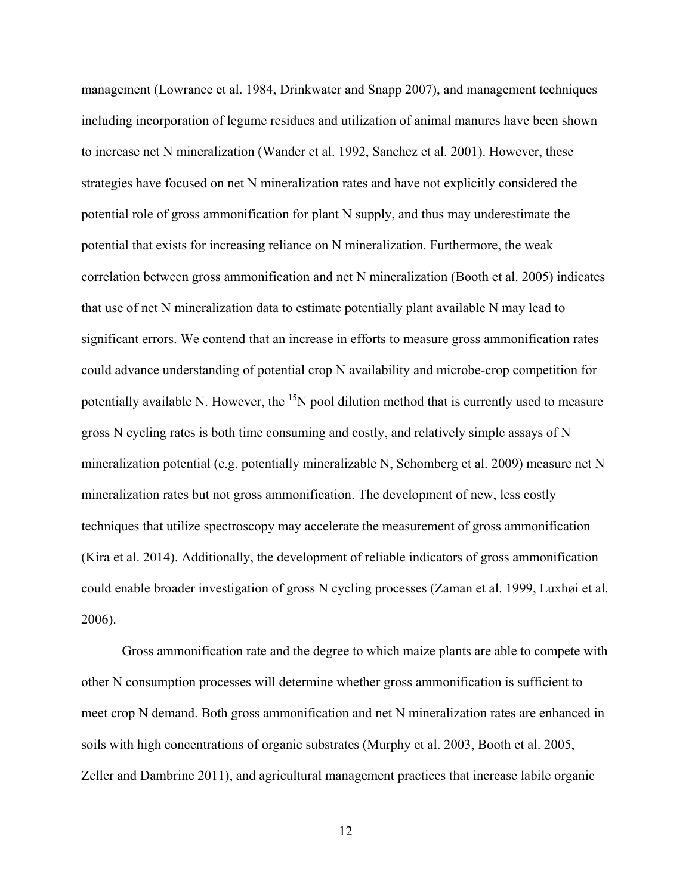management (Lowrance et al. 1984, Drinkwater and Snapp 2007), and management techniques including incorporation of legume residues and utilization of animal manures have been shown to increase net N mineralization (Wander et al. 1992, Sanchez et al. 2001). However, these strategies have focused on net N mineralization rates and have not explicitly considered the potential role of gross ammonification for plant N supply, and thus may underestimate the potential that exists for increasing reliance on N mineralization. Furthermore, the weak correlation between gross ammonification and net N mineralization (Booth et al. 2005) indicates that use of net N mineralization data to estimate potentially plant available N may lead to significant errors. We contend that an increase in efforts to measure gross ammonification rates could advance understanding of potential crop N availability and microbe-crop competition for potentially available N. However, the $^{15}N$ pool dilution method that is currently used to measure gross N cycling rates is both time consuming and costly, and relatively simple assays of N mineralization potential (e.g. potentially mineralizable N, Schomberg et al. 2009) measure net N mineralization rates but not gross ammonification. The development of new, less costly techniques that utilize spectroscopy may accelerate the measurement of gross ammonification (Kira et al. 2014). Additionally, the development of reliable indicators of gross ammonification could enable broader investigation of gross N cycling processes (Zaman et al. 1999, Luxhøi et al. 2006).

Gross ammonification rate and the degree to which maize plants are able to compete with other N consumption processes will determine whether gross ammonification is sufficient to meet crop N demand. Both gross ammonification and net N mineralization rates are enhanced in soils with high concentrations of organic substrates (Murphy et al. 2003, Booth et al. 2005, Zeller and Dambrine 2011), and agricultural management practices that increase labile organic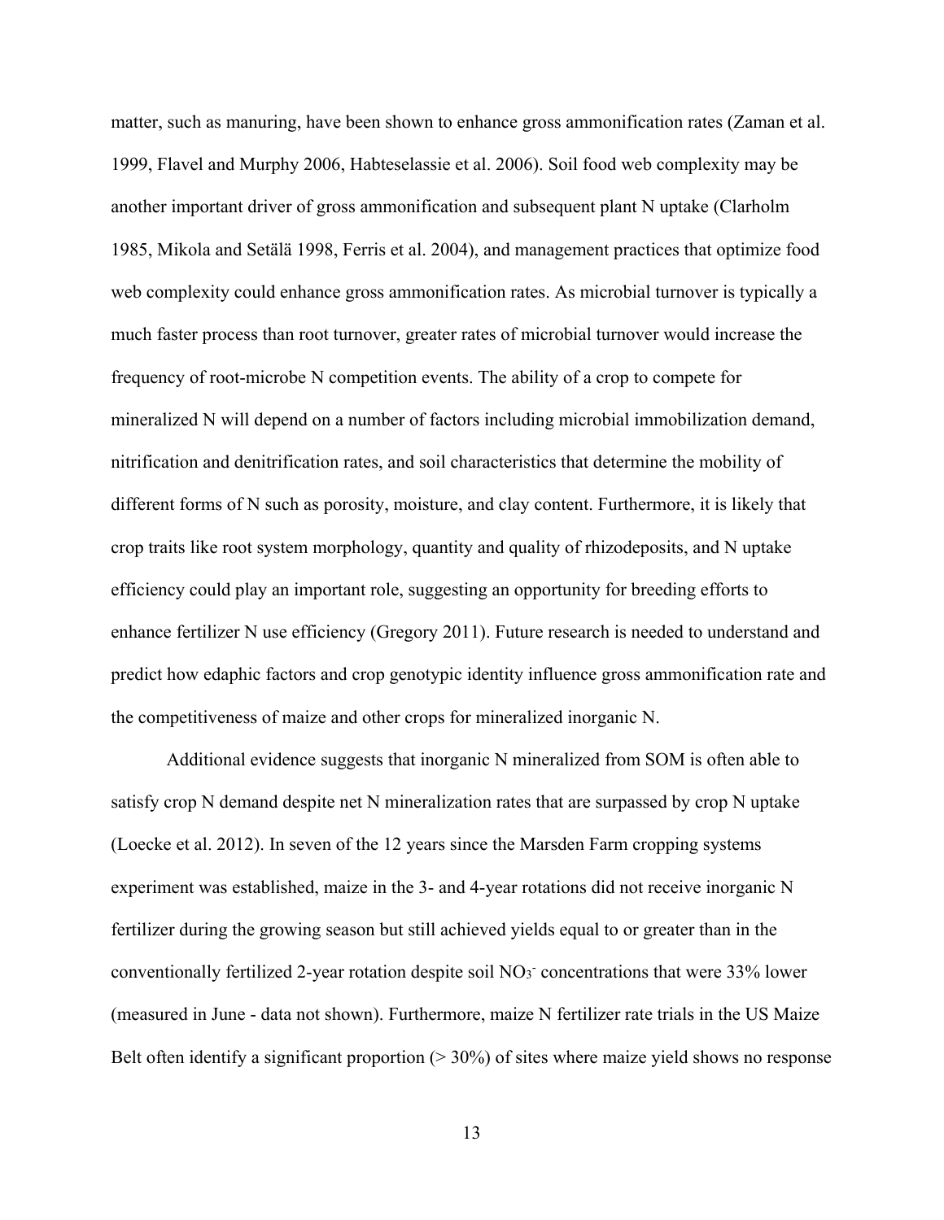matter, such as manuring, have been shown to enhance gross ammonification rates (Zaman et al. 1999, Flavel and Murphy 2006, Habteselassie et al. 2006). Soil food web complexity may be another important driver of gross ammonification and subsequent plant N uptake (Clarholm 1985, Mikola and Setälä 1998, Ferris et al. 2004), and management practices that optimize food web complexity could enhance gross ammonification rates. As microbial turnover is typically a much faster process than root turnover, greater rates of microbial turnover would increase the frequency of root-microbe N competition events. The ability of a crop to compete for mineralized N will depend on a number of factors including microbial immobilization demand, nitrification and denitrification rates, and soil characteristics that determine the mobility of different forms of N such as porosity, moisture, and clay content. Furthermore, it is likely that crop traits like root system morphology, quantity and quality of rhizodeposits, and N uptake efficiency could play an important role, suggesting an opportunity for breeding efforts to enhance fertilizer N use efficiency (Gregory 2011). Future research is needed to understand and predict how edaphic factors and crop genotypic identity influence gross ammonification rate and the competitiveness of maize and other crops for mineralized inorganic N.

Additional evidence suggests that inorganic N mineralized from SOM is often able to satisfy crop N demand despite net N mineralization rates that are surpassed by crop N uptake (Loecke et al. 2012). In seven of the 12 years since the Marsden Farm cropping systems experiment was established, maize in the 3- and 4-year rotations did not receive inorganic N fertilizer during the growing season but still achieved yields equal to or greater than in the conventionally fertilized 2-year rotation despite soil $NO_3^-$ concentrations that were 33% lower (measured in June - data not shown). Furthermore, maize N fertilizer rate trials in the US Maize Belt often identify a significant proportion (> 30%) of sites where maize yield shows no response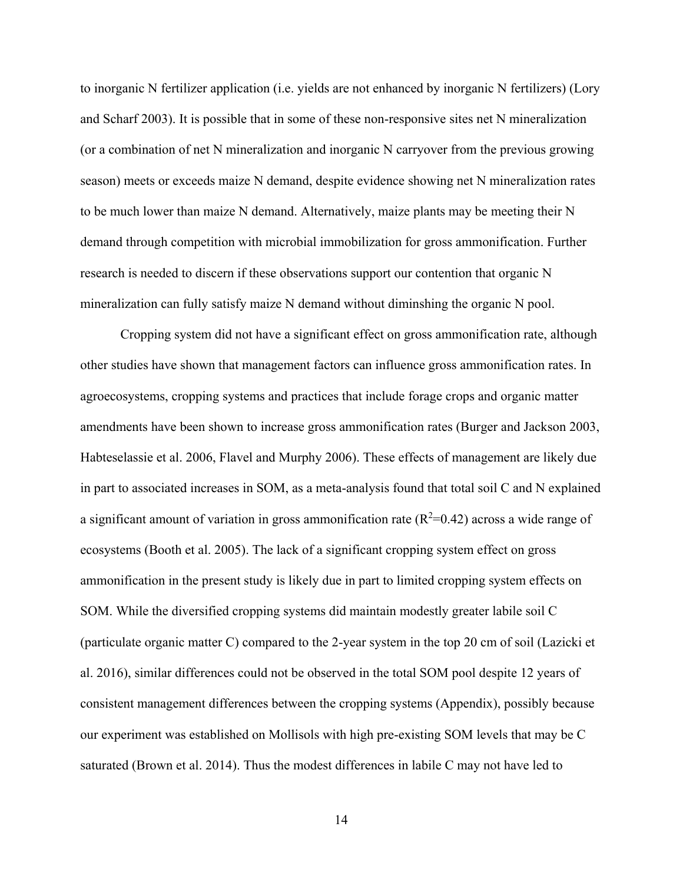to inorganic N fertilizer application (i.e. yields are not enhanced by inorganic N fertilizers) (Lory and Scharf 2003). It is possible that in some of these non-responsive sites net N mineralization (or a combination of net N mineralization and inorganic N carryover from the previous growing season) meets or exceeds maize N demand, despite evidence showing net N mineralization rates to be much lower than maize N demand. Alternatively, maize plants may be meeting their N demand through competition with microbial immobilization for gross ammonification. Further research is needed to discern if these observations support our contention that organic N mineralization can fully satisfy maize N demand without diminshing the organic N pool.

Cropping system did not have a significant effect on gross ammonification rate, although other studies have shown that management factors can influence gross ammonification rates. In agroecosystems, cropping systems and practices that include forage crops and organic matter amendments have been shown to increase gross ammonification rates (Burger and Jackson 2003, Habteselassie et al. 2006, Flavel and Murphy 2006). These effects of management are likely due in part to associated increases in SOM, as a meta-analysis found that total soil C and N explained a significant amount of variation in gross ammonification rate ($R^2$=0.42) across a wide range of ecosystems (Booth et al. 2005). The lack of a significant cropping system effect on gross ammonification in the present study is likely due in part to limited cropping system effects on SOM. While the diversified cropping systems did maintain modestly greater labile soil C (particulate organic matter C) compared to the 2-year system in the top 20 cm of soil (Lazicki et al. 2016), similar differences could not be observed in the total SOM pool despite 12 years of consistent management differences between the cropping systems (Appendix), possibly because our experiment was established on Mollisols with high pre-existing SOM levels that may be C saturated (Brown et al. 2014). Thus the modest differences in labile C may not have led to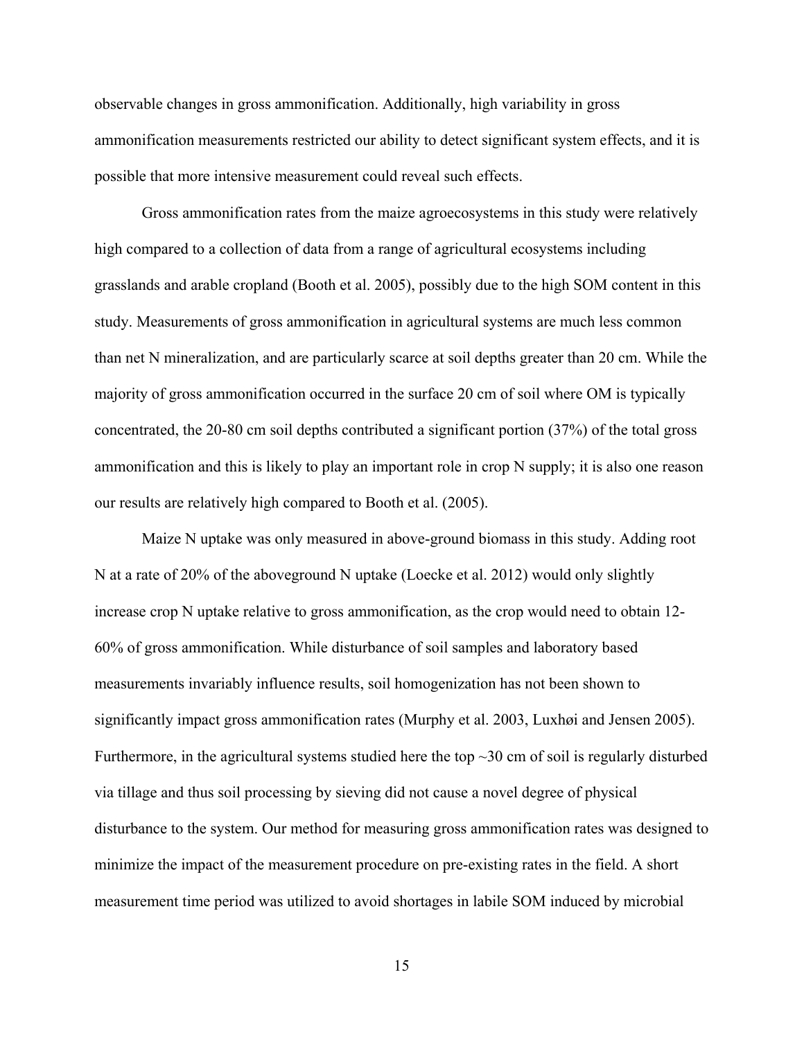observable changes in gross ammonification. Additionally, high variability in gross ammonification measurements restricted our ability to detect significant system effects, and it is possible that more intensive measurement could reveal such effects.

Gross ammonification rates from the maize agroecosystems in this study were relatively high compared to a collection of data from a range of agricultural ecosystems including grasslands and arable cropland (Booth et al. 2005), possibly due to the high SOM content in this study. Measurements of gross ammonification in agricultural systems are much less common than net N mineralization, and are particularly scarce at soil depths greater than 20 cm. While the majority of gross ammonification occurred in the surface 20 cm of soil where OM is typically concentrated, the 20-80 cm soil depths contributed a significant portion (37%) of the total gross ammonification and this is likely to play an important role in crop N supply; it is also one reason our results are relatively high compared to Booth et al. (2005).

Maize N uptake was only measured in above-ground biomass in this study. Adding root N at a rate of 20% of the aboveground N uptake (Loecke et al. 2012) would only slightly increase crop N uptake relative to gross ammonification, as the crop would need to obtain 12-60% of gross ammonification. While disturbance of soil samples and laboratory based measurements invariably influence results, soil homogenization has not been shown to significantly impact gross ammonification rates (Murphy et al. 2003, Luxhøi and Jensen 2005). Furthermore, in the agricultural systems studied here the top ~30 cm of soil is regularly disturbed via tillage and thus soil processing by sieving did not cause a novel degree of physical disturbance to the system. Our method for measuring gross ammonification rates was designed to minimize the impact of the measurement procedure on pre-existing rates in the field. A short measurement time period was utilized to avoid shortages in labile SOM induced by microbial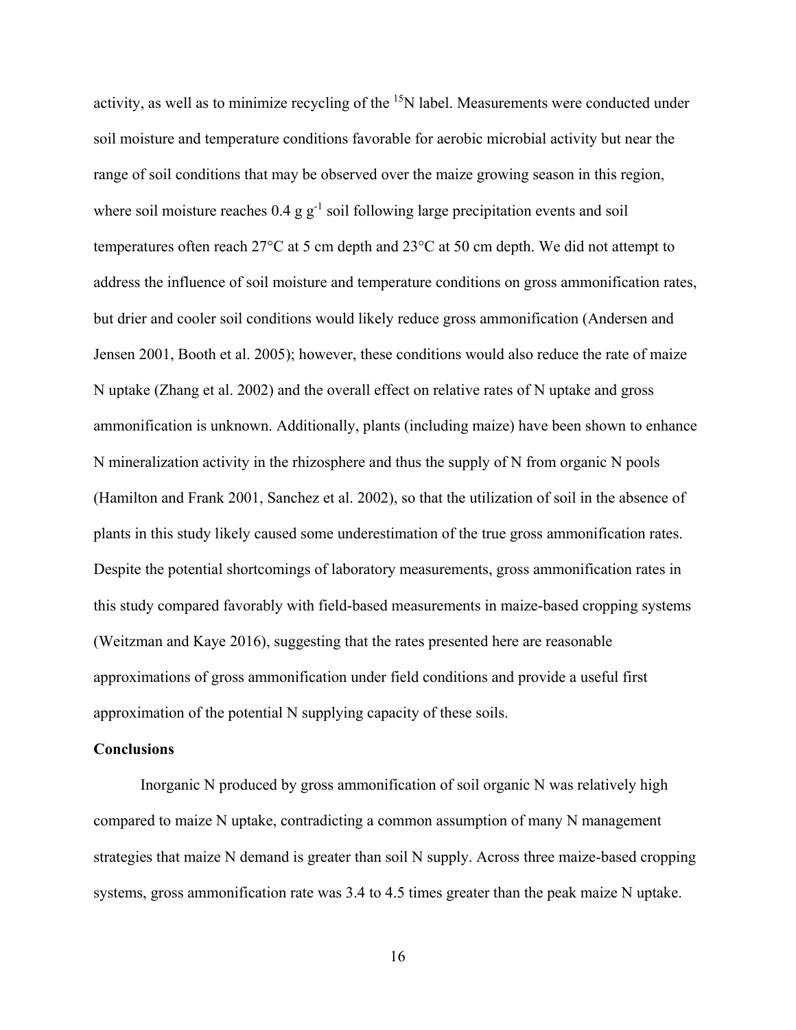activity, as well as to minimize recycling of the $^{15}N$ label. Measurements were conducted under soil moisture and temperature conditions favorable for aerobic microbial activity but near the range of soil conditions that may be observed over the maize growing season in this region, where soil moisture reaches 0.4 g $g^{-1}$ soil following large precipitation events and soil temperatures often reach 27°C at 5 cm depth and 23°C at 50 cm depth. We did not attempt to address the influence of soil moisture and temperature conditions on gross ammonification rates, but drier and cooler soil conditions would likely reduce gross ammonification (Andersen and Jensen 2001, Booth et al. 2005); however, these conditions would also reduce the rate of maize N uptake (Zhang et al. 2002) and the overall effect on relative rates of N uptake and gross ammonification is unknown. Additionally, plants (including maize) have been shown to enhance N mineralization activity in the rhizosphere and thus the supply of N from organic N pools (Hamilton and Frank 2001, Sanchez et al. 2002), so that the utilization of soil in the absence of plants in this study likely caused some underestimation of the true gross ammonification rates. Despite the potential shortcomings of laboratory measurements, gross ammonification rates in this study compared favorably with field-based measurements in maize-based cropping systems (Weitzman and Kaye 2016), suggesting that the rates presented here are reasonable approximations of gross ammonification under field conditions and provide a useful first approximation of the potential N supplying capacity of these soils.

## Conclusions

Inorganic N produced by gross ammonification of soil organic N was relatively high compared to maize N uptake, contradicting a common assumption of many N management strategies that maize N demand is greater than soil N supply. Across three maize-based cropping systems, gross ammonification rate was 3.4 to 4.5 times greater than the peak maize N uptake.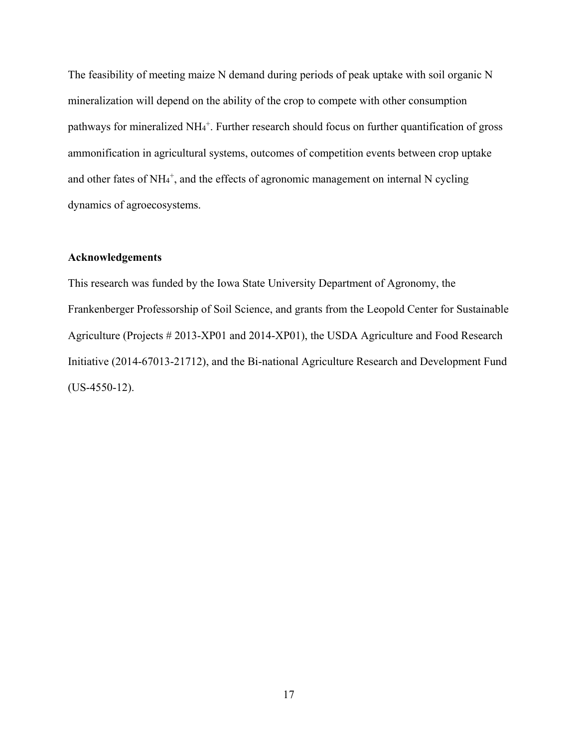The feasibility of meeting maize N demand during periods of peak uptake with soil organic N mineralization will depend on the ability of the crop to compete with other consumption pathways for mineralized $NH_4^+$. Further research should focus on further quantification of gross ammonification in agricultural systems, outcomes of competition events between crop uptake and other fates of $NH_4^+$, and the effects of agronomic management on internal N cycling dynamics of agroecosystems.

### Acknowledgements

This research was funded by the Iowa State University Department of Agronomy, the Frankenberger Professorship of Soil Science, and grants from the Leopold Center for Sustainable Agriculture (Projects # 2013-XP01 and 2014-XP01), the USDA Agriculture and Food Research Initiative (2014-67013-21712), and the Bi-national Agriculture Research and Development Fund (US-4550-12).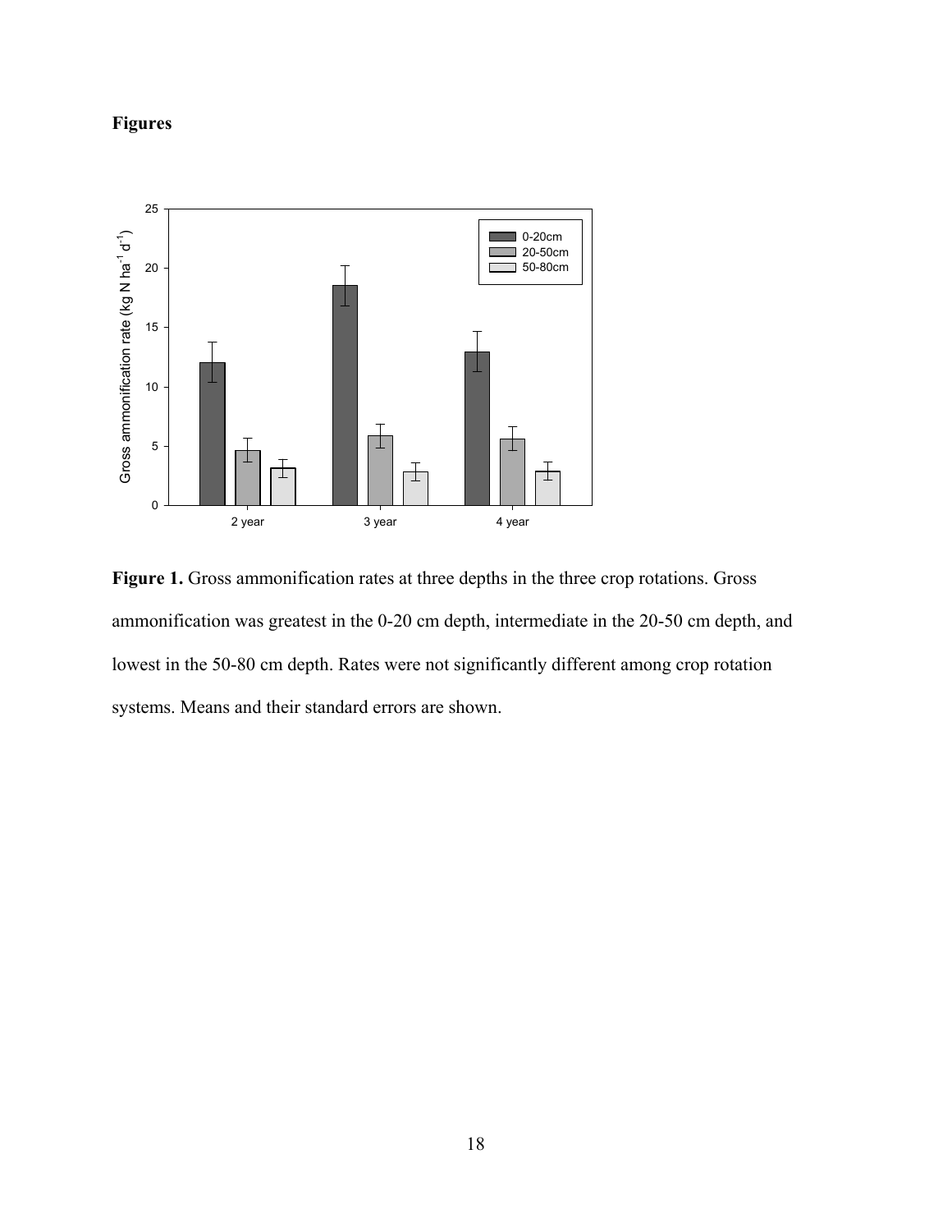# Figures

**Figure 1.** Gross ammonification rates at three depths in the three crop rotations. Gross ammonification was greatest in the 0-20 cm depth, intermediate in the 20-50 cm depth, and lowest in the 50-80 cm depth. Rates were not significantly different among crop rotation systems. Means and their standard errors are shown.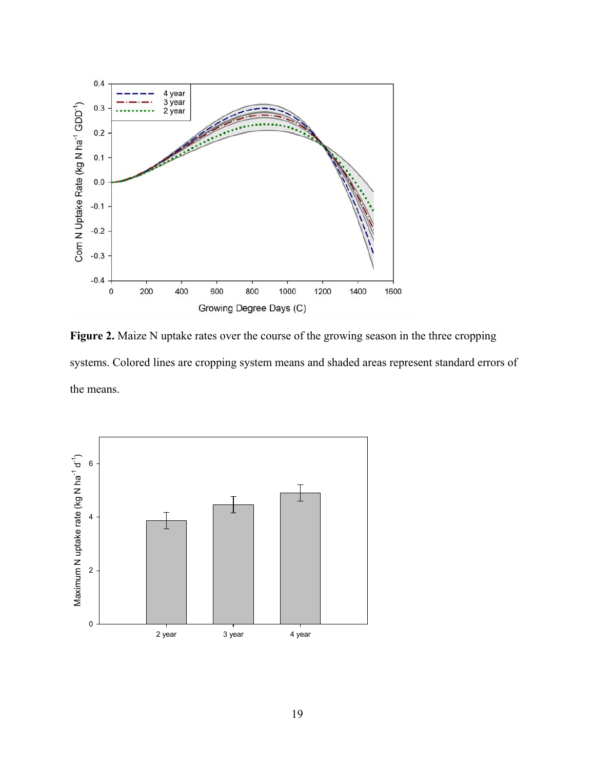**Figure 2.** Maize N uptake rates over the course of the growing season in the three cropping systems. Colored lines are cropping system means and shaded areas represent standard errors of the means.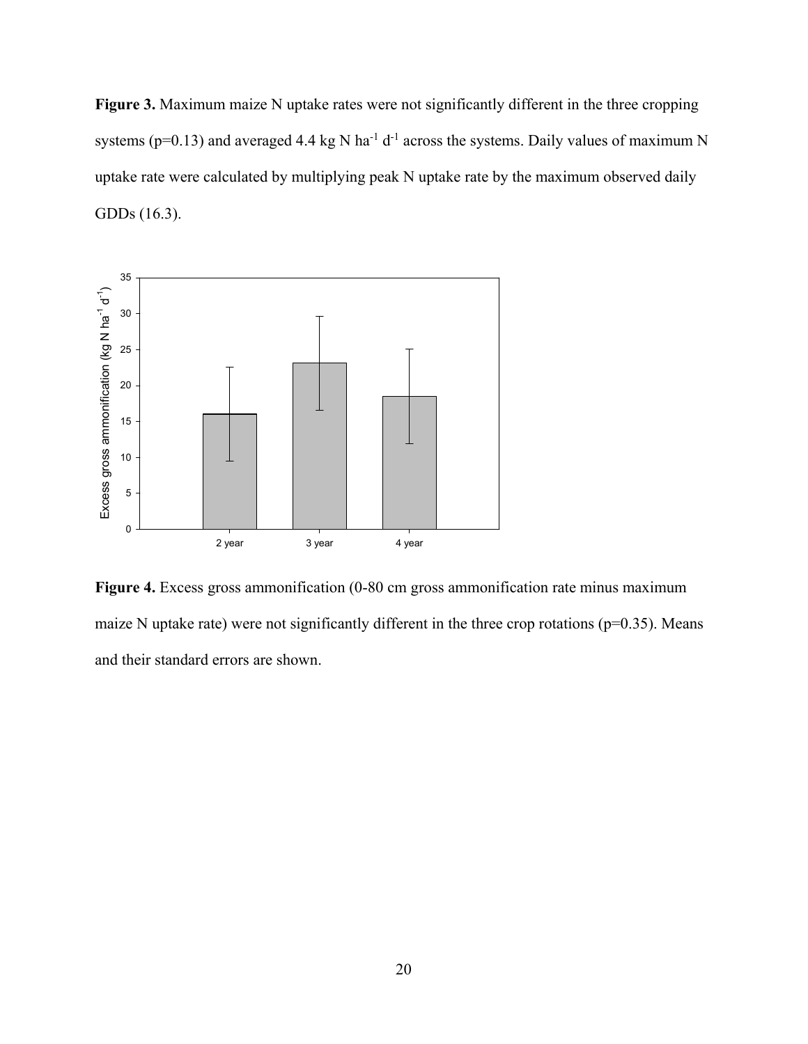**Figure 3.** Maximum maize N uptake rates were not significantly different in the three cropping systems (p=0.13) and averaged 4.4 kg N $ha^{-1}$ $d^{-1}$ across the systems. Daily values of maximum N uptake rate were calculated by multiplying peak N uptake rate by the maximum observed daily GDDs (16.3).

**Figure 4.** Excess gross ammonification (0-80 cm gross ammonification rate minus maximum maize N uptake rate) were not significantly different in the three crop rotations (p=0.35). Means and their standard errors are shown.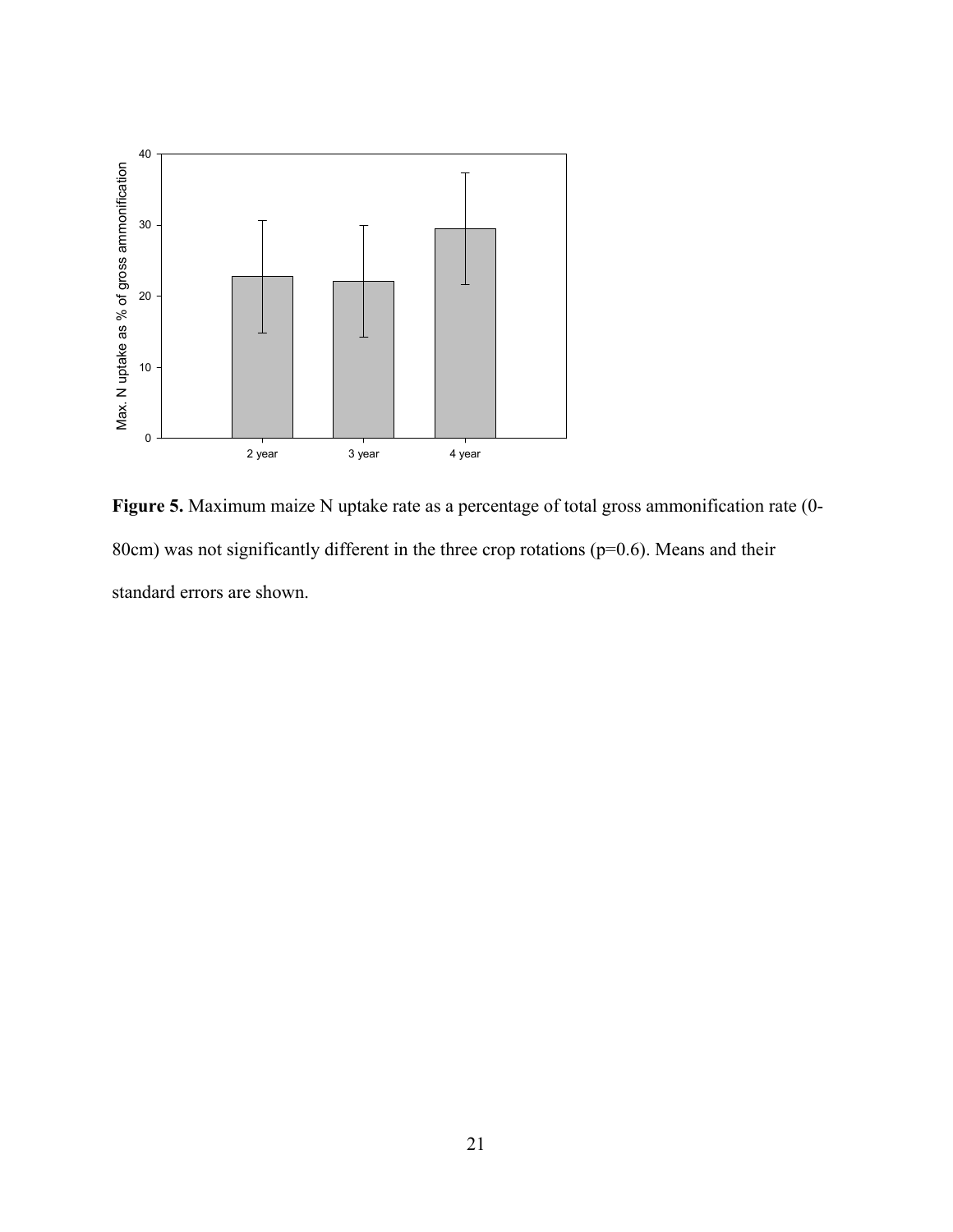**Figure 5.** Maximum maize N uptake rate as a percentage of total gross ammonification rate (0-80cm) was not significantly different in the three crop rotations ($p=0.6$). Means and their standard errors are shown.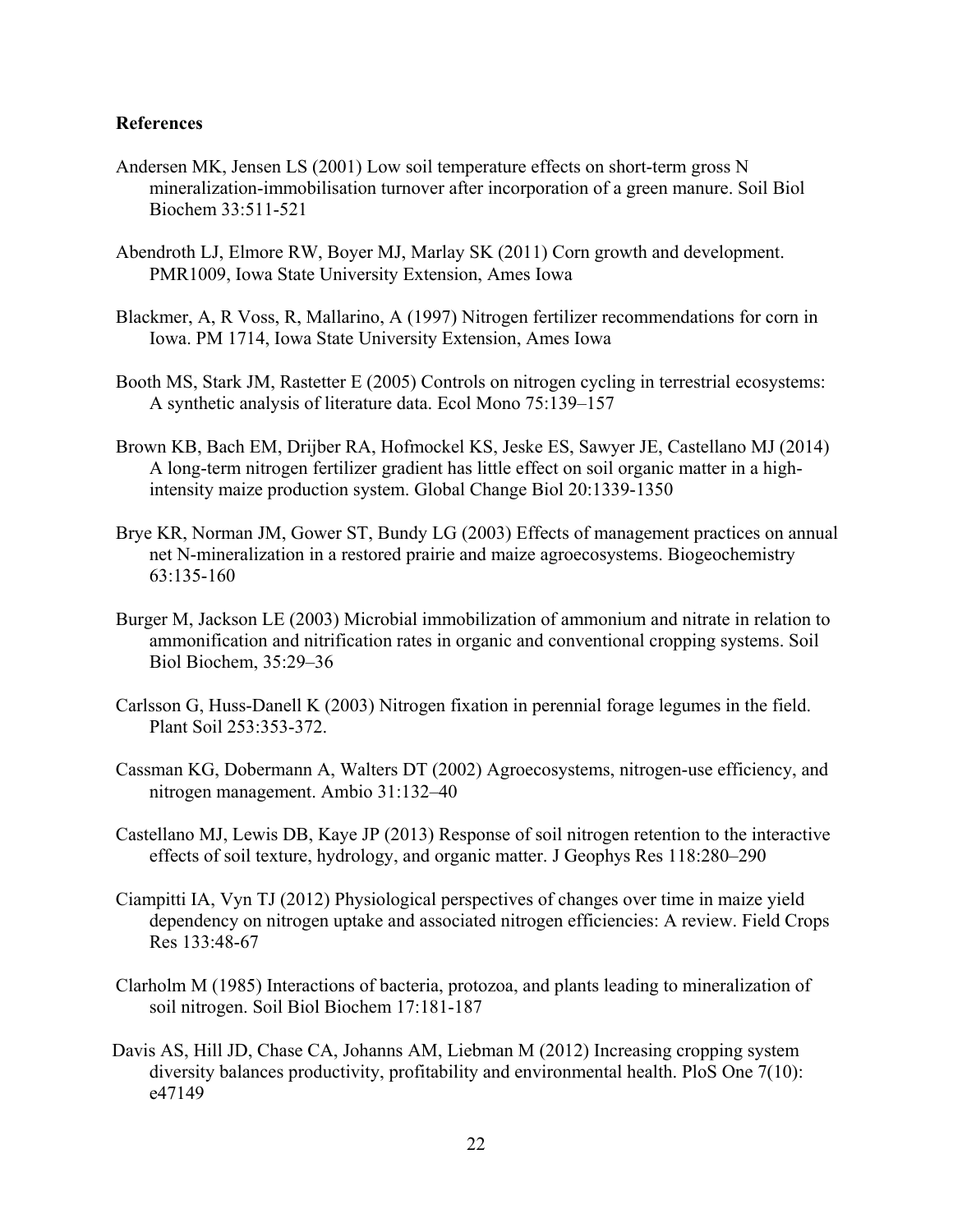## References

Andersen MK, Jensen LS (2001) Low soil temperature effects on short-term gross N mineralization-immobilisation turnover after incorporation of a green manure. Soil Biol Biochem 33:511-521

Abendroth LJ, Elmore RW, Boyer MJ, Marlay SK (2011) Corn growth and development. PMR1009, Iowa State University Extension, Ames Iowa

Blackmer, A, R Voss, R, Mallarino, A (1997) Nitrogen fertilizer recommendations for corn in Iowa. PM 1714, Iowa State University Extension, Ames Iowa

Booth MS, Stark JM, Rastetter E (2005) Controls on nitrogen cycling in terrestrial ecosystems: A synthetic analysis of literature data. Ecol Mono 75:139–157

Brown KB, Bach EM, Drijber RA, Hofmockel KS, Jeske ES, Sawyer JE, Castellano MJ (2014) A long-term nitrogen fertilizer gradient has little effect on soil organic matter in a high-intensity maize production system. Global Change Biol 20:1339-1350

Brye KR, Norman JM, Gower ST, Bundy LG (2003) Effects of management practices on annual net N-mineralization in a restored prairie and maize agroecosystems. Biogeochemistry 63:135-160

Burger M, Jackson LE (2003) Microbial immobilization of ammonium and nitrate in relation to ammonification and nitrification rates in organic and conventional cropping systems. Soil Biol Biochem, 35:29–36

Carlsson G, Huss-Danell K (2003) Nitrogen fixation in perennial forage legumes in the field. Plant Soil 253:353-372.

Cassman KG, Dobermann A, Walters DT (2002) Agroecosystems, nitrogen-use efficiency, and nitrogen management. Ambio 31:132–40

Castellano MJ, Lewis DB, Kaye JP (2013) Response of soil nitrogen retention to the interactive effects of soil texture, hydrology, and organic matter. J Geophys Res 118:280–290

Ciampitti IA, Vyn TJ (2012) Physiological perspectives of changes over time in maize yield dependency on nitrogen uptake and associated nitrogen efficiencies: A review. Field Crops Res 133:48-67

Clarholm M (1985) Interactions of bacteria, protozoa, and plants leading to mineralization of soil nitrogen. Soil Biol Biochem 17:181-187

Davis AS, Hill JD, Chase CA, Johanns AM, Liebman M (2012) Increasing cropping system diversity balances productivity, profitability and environmental health. PloS One 7(10): e47149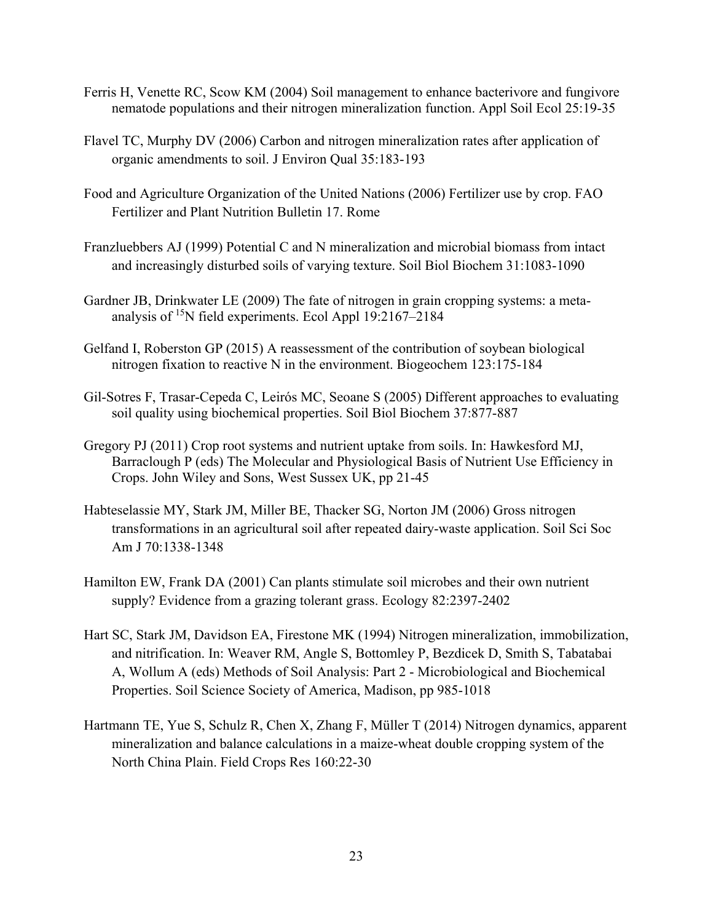Ferris H, Venette RC, Scow KM (2004) Soil management to enhance bacterivore and fungivore nematode populations and their nitrogen mineralization function. Appl Soil Ecol 25:19-35

Flavel TC, Murphy DV (2006) Carbon and nitrogen mineralization rates after application of organic amendments to soil. J Environ Qual 35:183-193

Food and Agriculture Organization of the United Nations (2006) Fertilizer use by crop. FAO Fertilizer and Plant Nutrition Bulletin 17. Rome

Franzluebbers AJ (1999) Potential C and N mineralization and microbial biomass from intact and increasingly disturbed soils of varying texture. Soil Biol Biochem 31:1083-1090

Gardner JB, Drinkwater LE (2009) The fate of nitrogen in grain cropping systems: a meta-analysis of $^{15}N$ field experiments. Ecol Appl 19:2167–2184

Gelfand I, Roberston GP (2015) A reassessment of the contribution of soybean biological nitrogen fixation to reactive N in the environment. Biogeochem 123:175-184

Gil-Sotres F, Trasar-Cepeda C, Leirós MC, Seoane S (2005) Different approaches to evaluating soil quality using biochemical properties. Soil Biol Biochem 37:877-887

Gregory PJ (2011) Crop root systems and nutrient uptake from soils. In: Hawkesford MJ, Barraclough P (eds) The Molecular and Physiological Basis of Nutrient Use Efficiency in Crops. John Wiley and Sons, West Sussex UK, pp 21-45

Habteselassie MY, Stark JM, Miller BE, Thacker SG, Norton JM (2006) Gross nitrogen transformations in an agricultural soil after repeated dairy-waste application. Soil Sci Soc Am J 70:1338-1348

Hamilton EW, Frank DA (2001) Can plants stimulate soil microbes and their own nutrient supply? Evidence from a grazing tolerant grass. Ecology 82:2397-2402

Hart SC, Stark JM, Davidson EA, Firestone MK (1994) Nitrogen mineralization, immobilization, and nitrification. In: Weaver RM, Angle S, Bottomley P, Bezdicek D, Smith S, Tabatabai A, Wollum A (eds) Methods of Soil Analysis: Part 2 - Microbiological and Biochemical Properties. Soil Science Society of America, Madison, pp 985-1018

Hartmann TE, Yue S, Schulz R, Chen X, Zhang F, Müller T (2014) Nitrogen dynamics, apparent mineralization and balance calculations in a maize-wheat double cropping system of the North China Plain. Field Crops Res 160:22-30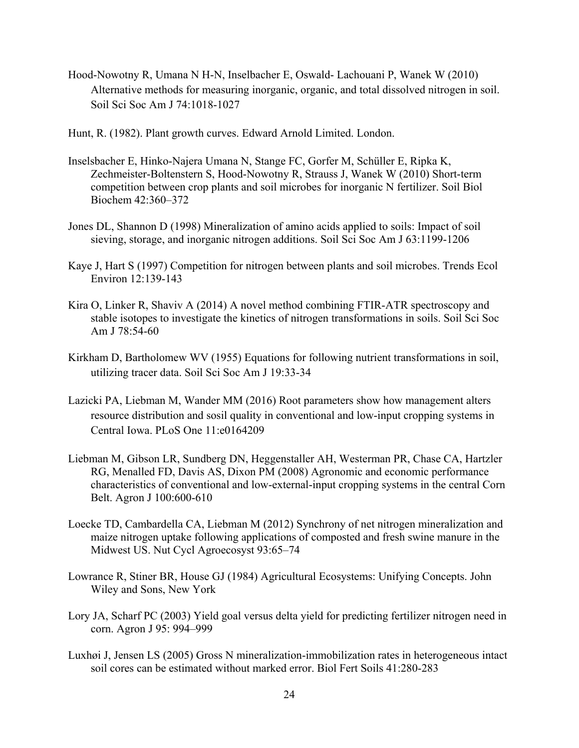Hood-Nowotny R, Umana N H-N, Inselbacher E, Oswald- Lachouani P, Wanek W (2010) Alternative methods for measuring inorganic, organic, and total dissolved nitrogen in soil. Soil Sci Soc Am J 74:1018-1027

Hunt, R. (1982). Plant growth curves. Edward Arnold Limited. London.

Inselsbacher E, Hinko-Najera Umana N, Stange FC, Gorfer M, Schüller E, Ripka K, Zechmeister-Boltenstern S, Hood-Nowotny R, Strauss J, Wanek W (2010) Short-term competition between crop plants and soil microbes for inorganic N fertilizer. Soil Biol Biochem 42:360–372

Jones DL, Shannon D (1998) Mineralization of amino acids applied to soils: Impact of soil sieving, storage, and inorganic nitrogen additions. Soil Sci Soc Am J 63:1199-1206

Kaye J, Hart S (1997) Competition for nitrogen between plants and soil microbes. Trends Ecol Environ 12:139-143

Kira O, Linker R, Shaviv A (2014) A novel method combining FTIR-ATR spectroscopy and stable isotopes to investigate the kinetics of nitrogen transformations in soils. Soil Sci Soc Am J 78:54-60

Kirkham D, Bartholomew WV (1955) Equations for following nutrient transformations in soil, utilizing tracer data. Soil Sci Soc Am J 19:33-34

Lazicki PA, Liebman M, Wander MM (2016) Root parameters show how management alters resource distribution and sosil quality in conventional and low-input cropping systems in Central Iowa. PLoS One 11:e0164209

Liebman M, Gibson LR, Sundberg DN, Heggenstaller AH, Westerman PR, Chase CA, Hartzler RG, Menalled FD, Davis AS, Dixon PM (2008) Agronomic and economic performance characteristics of conventional and low-external-input cropping systems in the central Corn Belt. Agron J 100:600-610

Loecke TD, Cambardella CA, Liebman M (2012) Synchrony of net nitrogen mineralization and maize nitrogen uptake following applications of composted and fresh swine manure in the Midwest US. Nut Cycl Agroecosyst 93:65–74

Lowrance R, Stiner BR, House GJ (1984) Agricultural Ecosystems: Unifying Concepts. John Wiley and Sons, New York

Lory JA, Scharf PC (2003) Yield goal versus delta yield for predicting fertilizer nitrogen need in corn. Agron J 95: 994–999

Luxhøi J, Jensen LS (2005) Gross N mineralization-immobilization rates in heterogeneous intact soil cores can be estimated without marked error. Biol Fert Soils 41:280-283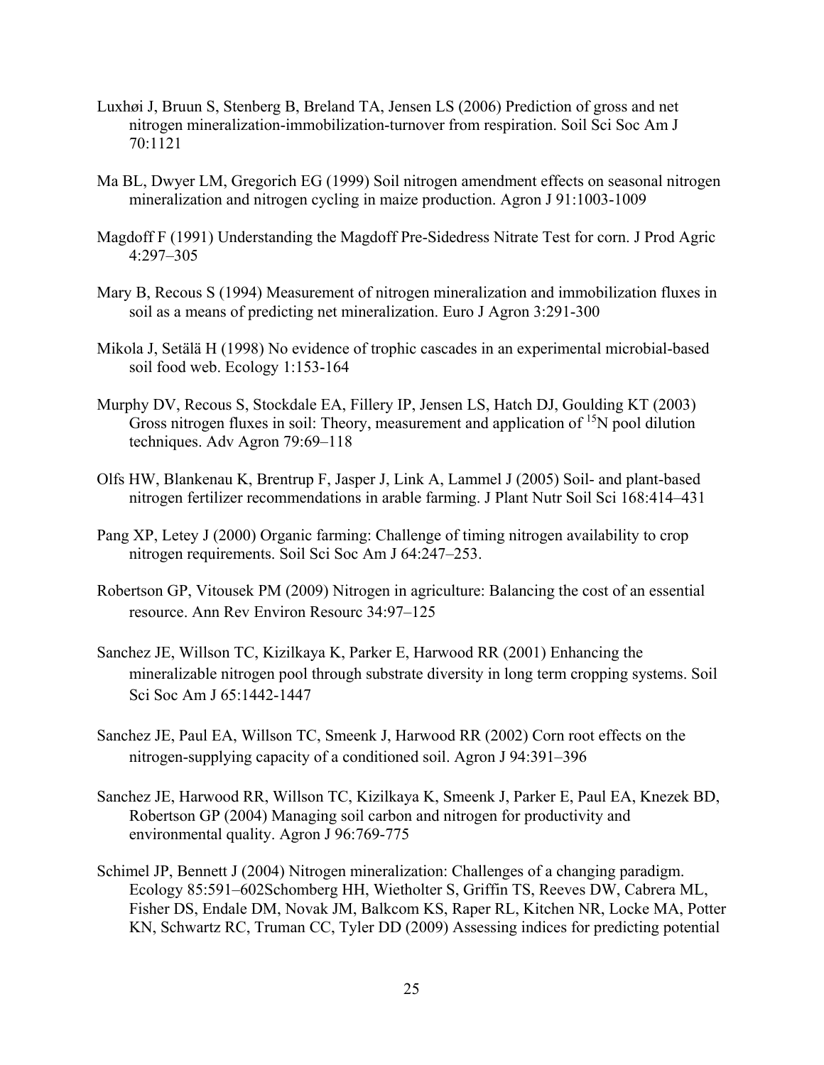Luxhøi J, Bruun S, Stenberg B, Breland TA, Jensen LS (2006) Prediction of gross and net nitrogen mineralization-immobilization-turnover from respiration. Soil Sci Soc Am J 70:1121

Ma BL, Dwyer LM, Gregorich EG (1999) Soil nitrogen amendment effects on seasonal nitrogen mineralization and nitrogen cycling in maize production. Agron J 91:1003-1009

Magdoff F (1991) Understanding the Magdoff Pre-Sidedress Nitrate Test for corn. J Prod Agric 4:297–305

Mary B, Recous S (1994) Measurement of nitrogen mineralization and immobilization fluxes in soil as a means of predicting net mineralization. Euro J Agron 3:291-300

Mikola J, Setälä H (1998) No evidence of trophic cascades in an experimental microbial-based soil food web. Ecology 1:153-164

Murphy DV, Recous S, Stockdale EA, Fillery IP, Jensen LS, Hatch DJ, Goulding KT (2003) Gross nitrogen fluxes in soil: Theory, measurement and application of $^{15}N$ pool dilution techniques. Adv Agron 79:69–118

Olfs HW, Blankenau K, Brentrup F, Jasper J, Link A, Lammel J (2005) Soil- and plant-based nitrogen fertilizer recommendations in arable farming. J Plant Nutr Soil Sci 168:414–431

Pang XP, Letey J (2000) Organic farming: Challenge of timing nitrogen availability to crop nitrogen requirements. Soil Sci Soc Am J 64:247–253.

Robertson GP, Vitousek PM (2009) Nitrogen in agriculture: Balancing the cost of an essential resource. Ann Rev Environ Resourc 34:97–125

Sanchez JE, Willson TC, Kizilkaya K, Parker E, Harwood RR (2001) Enhancing the mineralizable nitrogen pool through substrate diversity in long term cropping systems. Soil Sci Soc Am J 65:1442-1447

Sanchez JE, Paul EA, Willson TC, Smeenk J, Harwood RR (2002) Corn root effects on the nitrogen-supplying capacity of a conditioned soil. Agron J 94:391–396

Sanchez JE, Harwood RR, Willson TC, Kizilkaya K, Smeenk J, Parker E, Paul EA, Knezek BD, Robertson GP (2004) Managing soil carbon and nitrogen for productivity and environmental quality. Agron J 96:769-775

Schimel JP, Bennett J (2004) Nitrogen mineralization: Challenges of a changing paradigm. Ecology 85:591–602Schomberg HH, Wietholter S, Griffin TS, Reeves DW, Cabrera ML, Fisher DS, Endale DM, Novak JM, Balkcom KS, Raper RL, Kitchen NR, Locke MA, Potter KN, Schwartz RC, Truman CC, Tyler DD (2009) Assessing indices for predicting potential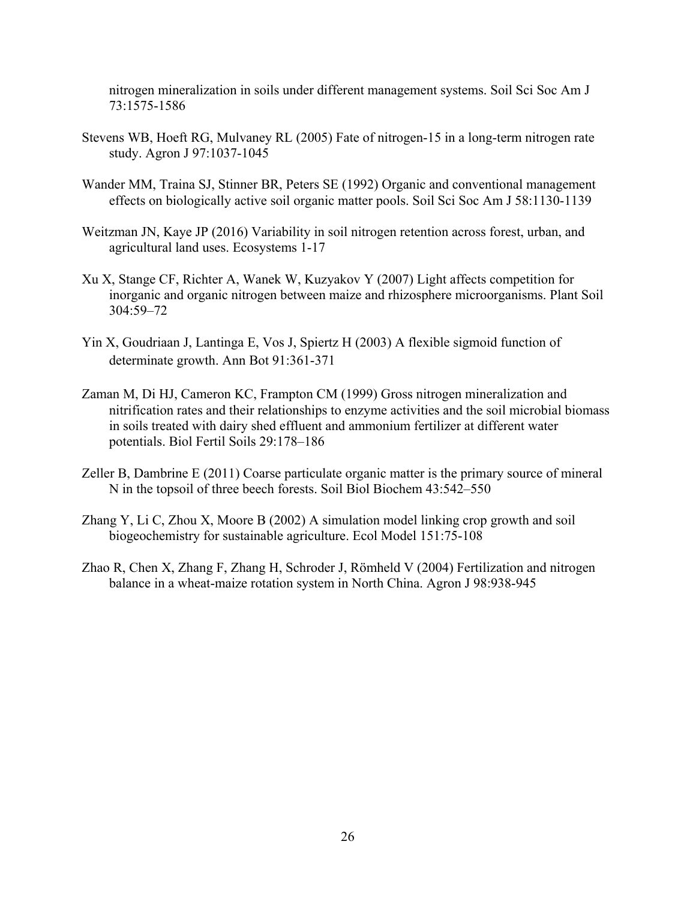nitrogen mineralization in soils under different management systems. Soil Sci Soc Am J 73:1575-1586

Stevens WB, Hoeft RG, Mulvaney RL (2005) Fate of nitrogen-15 in a long-term nitrogen rate study. Agron J 97:1037-1045

Wander MM, Traina SJ, Stinner BR, Peters SE (1992) Organic and conventional management effects on biologically active soil organic matter pools. Soil Sci Soc Am J 58:1130-1139

Weitzman JN, Kaye JP (2016) Variability in soil nitrogen retention across forest, urban, and agricultural land uses. Ecosystems 1-17

Xu X, Stange CF, Richter A, Wanek W, Kuzyakov Y (2007) Light affects competition for inorganic and organic nitrogen between maize and rhizosphere microorganisms. Plant Soil 304:59–72

Yin X, Goudriaan J, Lantinga E, Vos J, Spiertz H (2003) A flexible sigmoid function of determinate growth. Ann Bot 91:361-371

Zaman M, Di HJ, Cameron KC, Frampton CM (1999) Gross nitrogen mineralization and nitrification rates and their relationships to enzyme activities and the soil microbial biomass in soils treated with dairy shed effluent and ammonium fertilizer at different water potentials. Biol Fertil Soils 29:178–186

Zeller B, Dambrine E (2011) Coarse particulate organic matter is the primary source of mineral N in the topsoil of three beech forests. Soil Biol Biochem 43:542–550

Zhang Y, Li C, Zhou X, Moore B (2002) A simulation model linking crop growth and soil biogeochemistry for sustainable agriculture. Ecol Model 151:75-108

Zhao R, Chen X, Zhang F, Zhang H, Schroder J, Römheld V (2004) Fertilization and nitrogen balance in a wheat-maize rotation system in North China. Agron J 98:938-945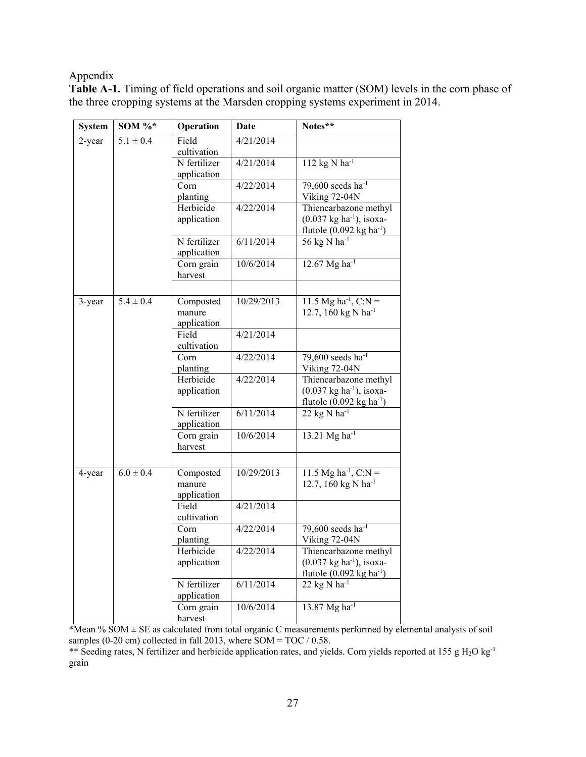Appendix

**Table A-1.** Timing of field operations and soil organic matter (SOM) levels in the corn phase of the three cropping systems at the Marsden cropping systems experiment in 2014.

| System | SOM %* | Operation | Date | Notes** |
|---|---|---|---|---|
| 2-year | 5.1 ± 0.4 | Field cultivation | 4/21/2014 | |
| | | N fertilizer application | 4/21/2014 | 112 kg N $ha^{-1}$ |
| | | Corn planting | 4/22/2014 | 79,600 seeds $ha^{-1}$ Viking 72-04N |
| | | Herbicide application | 4/22/2014 | Thiencarbazone methyl (0.037 kg $ha^{-1}$), isoxa-flutole (0.092 kg $ha^{-1}$) |
| | | N fertilizer application | 6/11/2014 | 56 kg N $ha^{-1}$ |
| | | Corn grain harvest | 10/6/2014 | 12.67 Mg $ha^{-1}$ |
| | | | | |
| 3-year | 5.4 ± 0.4 | Composted manure application | 10/29/2013 | 11.5 Mg $ha^{-1}$, C:N = 12.7, 160 kg N $ha^{-1}$ |
| | | Field cultivation | 4/21/2014 | |
| | | Corn planting | 4/22/2014 | 79,600 seeds $ha^{-1}$ Viking 72-04N |
| | | Herbicide application | 4/22/2014 | Thiencarbazone methyl (0.037 kg $ha^{-1}$), isoxa-flutole (0.092 kg $ha^{-1}$) |
| | | N fertilizer application | 6/11/2014 | 22 kg N $ha^{-1}$ |
| | | Corn grain harvest | 10/6/2014 | 13.21 Mg $ha^{-1}$ |
| | | | | |
| 4-year | 6.0 ± 0.4 | Composted manure application | 10/29/2013 | 11.5 Mg $ha^{-1}$, C:N = 12.7, 160 kg N $ha^{-1}$ |
| | | Field cultivation | 4/21/2014 | |
| | | Corn planting | 4/22/2014 | 79,600 seeds $ha^{-1}$ Viking 72-04N |
| | | Herbicide application | 4/22/2014 | Thiencarbazone methyl (0.037 kg $ha^{-1}$), isoxa-flutole (0.092 kg $ha^{-1}$) |
| | | N fertilizer application | 6/11/2014 | 22 kg N $ha^{-1}$ |
| | | Corn grain harvest | 10/6/2014 | 13.87 Mg $ha^{-1}$ |

*Mean % SOM ± SE as calculated from total organic C measurements performed by elemental analysis of soil samples (0-20 cm) collected in fall 2013, where SOM = TOC / 0.58.

** Seeding rates, N fertilizer and herbicide application rates, and yields. Corn yields reported at 155 g $H_2O$ $kg^{-1}$ grain